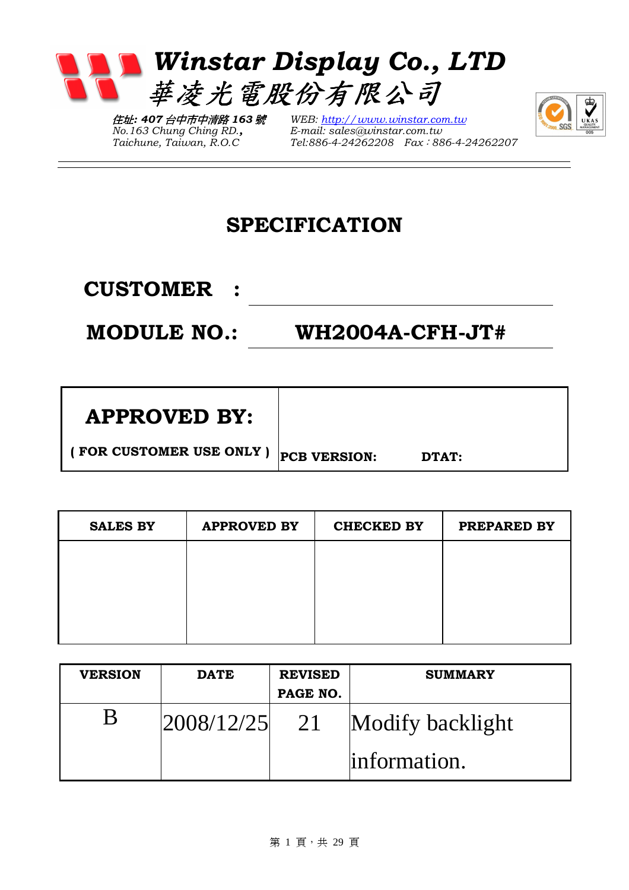# *Winstar Display Co., LTD*
## *華凌光電股份有限公司*

*住址: 407 台中市中清路 163 號*
*No.163 Chung Ching RD.,*
*Taichune, Taiwan, R.O.C*

*WEB: http://www.winstar.com.tw*
*E-mail: sales@winstar.com.tw*
*Tel:886-4-24262208　Fax：886-4-24262207*

---

# SPECIFICATION

**CUSTOMER :** ____________________

**MODULE NO.: WH2004A-CFH-JT#**

| **APPROVED BY:** ( FOR CUSTOMER USE ONLY ) | **PCB VERSION:** **DTAT:** |
|---|---|

| SALES BY | APPROVED BY | CHECKED BY | PREPARED BY |
|---|---|---|---|
| | | | |

| VERSION | DATE | REVISED PAGE NO. | SUMMARY |
|---|---|---|---|
| B | 2008/12/25 | 21 | Modify backlight information. |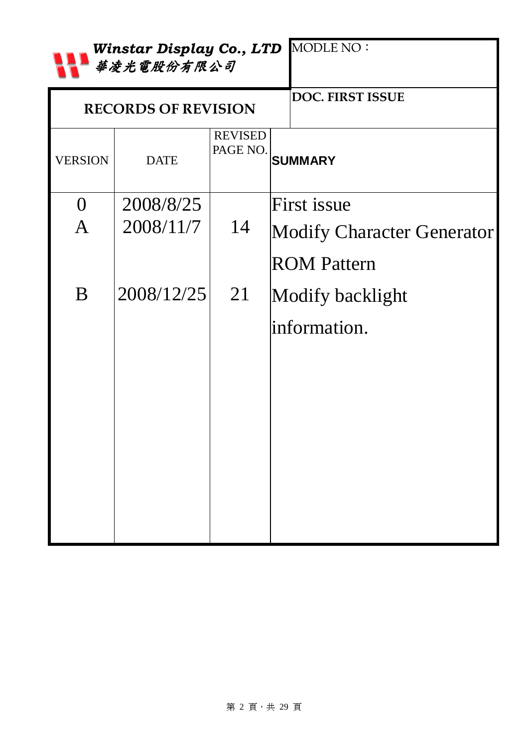**Winstar Display Co., LTD**
**華凌光電股份有限公司**

| MODLE NO： |
|---|
| **DOC. FIRST ISSUE** |

## RECORDS OF REVISION

| VERSION | DATE | REVISED PAGE NO. | SUMMARY |
|---|---|---|---|
| 0 | 2008/8/25 | | First issue |
| A | 2008/11/7 | 14 | Modify Character Generator ROM Pattern |
| B | 2008/12/25 | 21 | Modify backlight information. |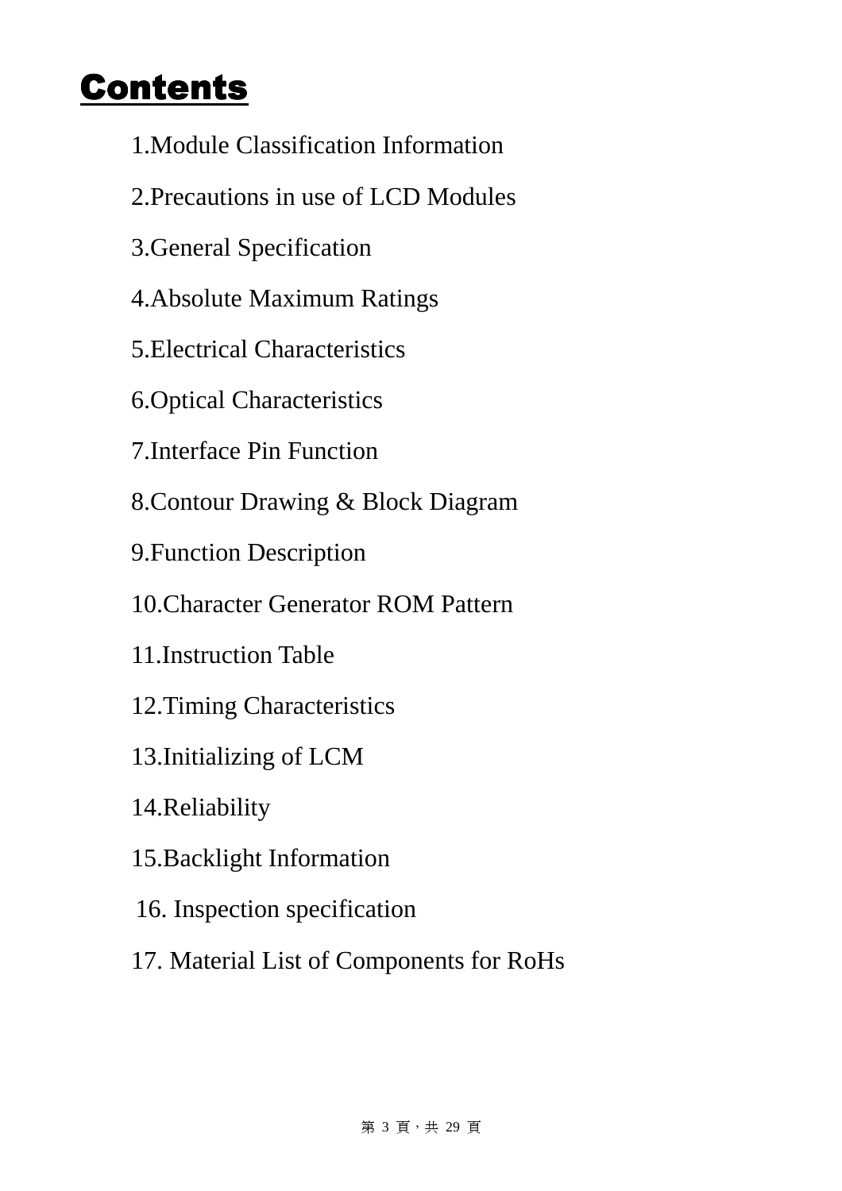# Contents

1.Module Classification Information

2.Precautions in use of LCD Modules

3.General Specification

4.Absolute Maximum Ratings

5.Electrical Characteristics

6.Optical Characteristics

7.Interface Pin Function

8.Contour Drawing & Block Diagram

9.Function Description

10.Character Generator ROM Pattern

11.Instruction Table

12.Timing Characteristics

13.Initializing of LCM

14.Reliability

15.Backlight Information

16. Inspection specification

17. Material List of Components for RoHs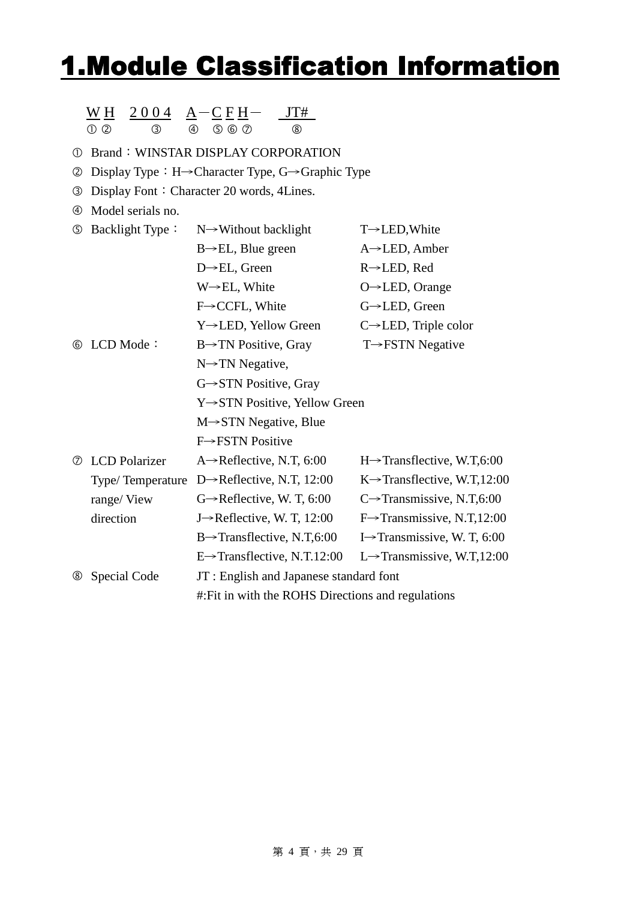# 1.Module Classification Information

```
W H   2 0 0 4   A － C F H －   JT#
① ②      ③      ④   ⑤ ⑥ ⑦      ⑧
```

| | | | |
|---|---|---|---|
| ① | Brand：WINSTAR DISPLAY CORPORATION | | |
| ② | Display Type：H→Character Type, G→Graphic Type | | |
| ③ | Display Font：Character 20 words, 4Lines. | | |
| ④ | Model serials no. | | |
| ⑤ | Backlight Type： | N→Without backlight | T→LED,White |
| | | B→EL, Blue green | A→LED, Amber |
| | | D→EL, Green | R→LED, Red |
| | | W→EL, White | O→LED, Orange |
| | | F→CCFL, White | G→LED, Green |
| | | Y→LED, Yellow Green | C→LED, Triple color |
| ⑥ | LCD Mode： | B→TN Positive, Gray | T→FSTN Negative |
| | | N→TN Negative, | |
| | | G→STN Positive, Gray | |
| | | Y→STN Positive, Yellow Green | |
| | | M→STN Negative, Blue | |
| | | F→FSTN Positive | |
| ⑦ | LCD Polarizer Type/ Temperature range/ View direction | A→Reflective, N.T, 6:00 | H→Transflective, W.T,6:00 |
| | | D→Reflective, N.T, 12:00 | K→Transflective, W.T,12:00 |
| | | G→Reflective, W. T, 6:00 | C→Transmissive, N.T,6:00 |
| | | J→Reflective, W. T, 12:00 | F→Transmissive, N.T,12:00 |
| | | B→Transflective, N.T,6:00 | I→Transmissive, W. T, 6:00 |
| | | E→Transflective, N.T.12:00 | L→Transmissive, W.T,12:00 |
| ⑧ | Special Code | JT : English and Japanese standard font | |
| | | #:Fit in with the ROHS Directions and regulations | |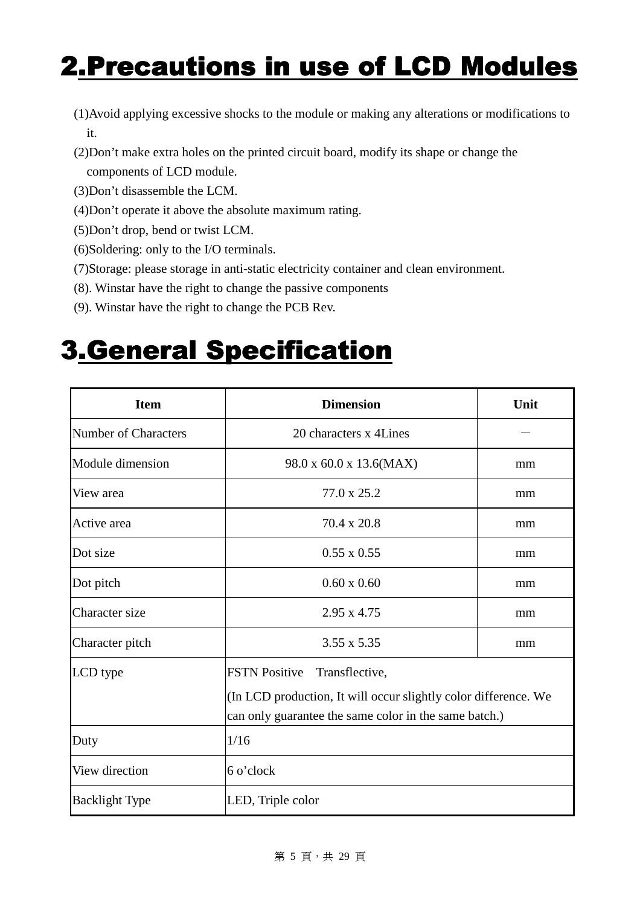## 2.Precautions in use of LCD Modules

(1)Avoid applying excessive shocks to the module or making any alterations or modifications to it.
(2)Don't make extra holes on the printed circuit board, modify its shape or change the components of LCD module.
(3)Don't disassemble the LCM.
(4)Don't operate it above the absolute maximum rating.
(5)Don't drop, bend or twist LCM.
(6)Soldering: only to the I/O terminals.
(7)Storage: please storage in anti-static electricity container and clean environment.
(8). Winstar have the right to change the passive components
(9). Winstar have the right to change the PCB Rev.

## 3.General Specification

| Item | Dimension | Unit |
|---|---|---|
| Number of Characters | 20 characters x 4Lines | － |
| Module dimension | 98.0 x 60.0 x 13.6(MAX) | mm |
| View area | 77.0 x 25.2 | mm |
| Active area | 70.4 x 20.8 | mm |
| Dot size | 0.55 x 0.55 | mm |
| Dot pitch | 0.60 x 0.60 | mm |
| Character size | 2.95 x 4.75 | mm |
| Character pitch | 3.55 x 5.35 | mm |
| LCD type | FSTN Positive Transflective,<br>(In LCD production, It will occur slightly color difference. We can only guarantee the same color in the same batch.) | |
| Duty | 1/16 | |
| View direction | 6 o'clock | |
| Backlight Type | LED, Triple color | |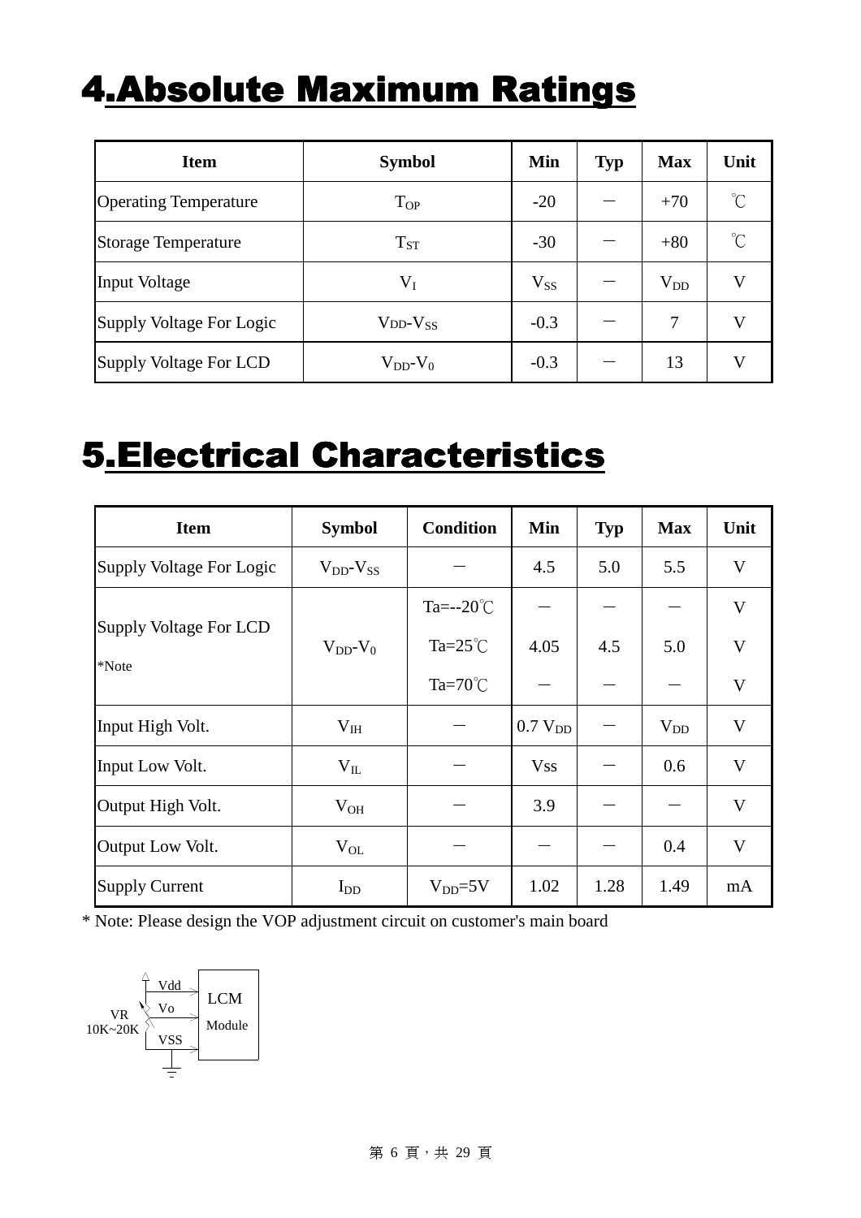# 4.Absolute Maximum Ratings

| Item | Symbol | Min | Typ | Max | Unit |
|---|---|---|---|---|---|
| Operating Temperature | $T_{OP}$ | -20 | － | +70 | ℃ |
| Storage Temperature | $T_{ST}$ | -30 | － | +80 | ℃ |
| Input Voltage | $V_I$ | $V_{SS}$ | － | $V_{DD}$ | V |
| Supply Voltage For Logic | $V_{DD}-V_{SS}$ | -0.3 | － | 7 | V |
| Supply Voltage For LCD | $V_{DD}-V_0$ | -0.3 | － | 13 | V |

# 5.Electrical Characteristics

| Item | Symbol | Condition | Min | Typ | Max | Unit |
|---|---|---|---|---|---|---|
| Supply Voltage For Logic | $V_{DD}-V_{SS}$ | － | 4.5 | 5.0 | 5.5 | V |
| Supply Voltage For LCD *Note | $V_{DD}-V_0$ | Ta=--20℃ | － | － | － | V |
| | | Ta=25℃ | 4.05 | 4.5 | 5.0 | V |
| | | Ta=70℃ | － | － | － | V |
| Input High Volt. | $V_{IH}$ | － | 0.7 $V_{DD}$ | － | $V_{DD}$ | V |
| Input Low Volt. | $V_{IL}$ | － | Vss | － | 0.6 | V |
| Output High Volt. | $V_{OH}$ | － | 3.9 | － | － | V |
| Output Low Volt. | $V_{OL}$ | － | － | － | 0.4 | V |
| Supply Current | $I_{DD}$ | $V_{DD}$=5V | 1.02 | 1.28 | 1.49 | mA |

* Note: Please design the VOP adjustment circuit on customer's main board

Vdd
Vo
VSS
VR
10K~20K
LCM
Module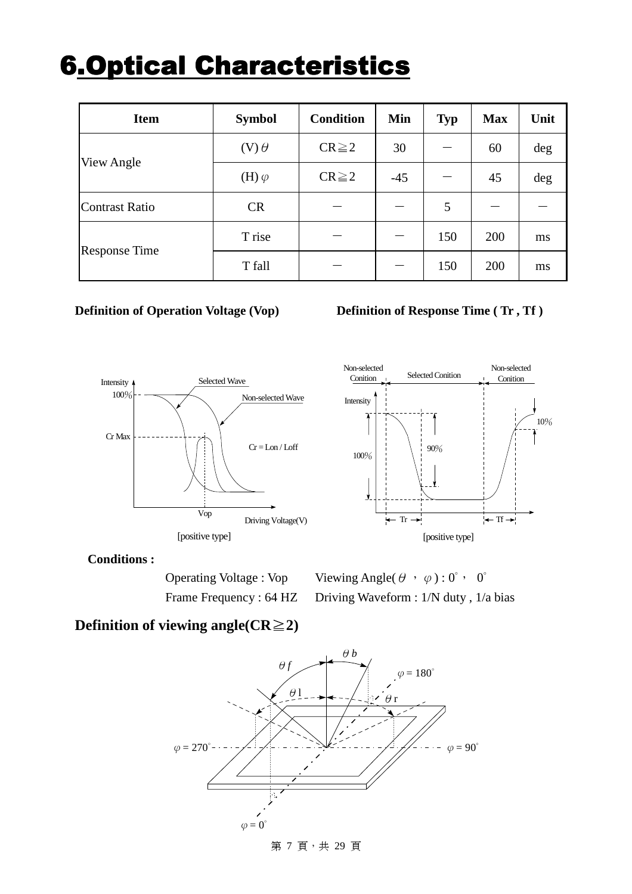# 6.Optical Characteristics

| Item | Symbol | Condition | Min | Typ | Max | Unit |
|---|---|---|---|---|---|---|
| View Angle | (V) $\theta$ | CR≧2 | 30 | － | 60 | deg |
| | (H) $\varphi$ | CR≧2 | -45 | － | 45 | deg |
| Contrast Ratio | CR | － | － | 5 | － | － |
| Response Time | T rise | － | － | 150 | 200 | ms |
| | T fall | － | － | 150 | 200 | ms |

**Definition of Operation Voltage (Vop)**

**Definition of Response Time ( Tr , Tf )**

[positive type]

[positive type]

**Conditions :**

Operating Voltage : Vop　　Viewing Angle( $\theta$ ， $\varphi$ ) : 0°， 0°

Frame Frequency : 64 HZ　　Driving Waveform : 1/N duty , 1/a bias

## Definition of viewing angle(CR≧2)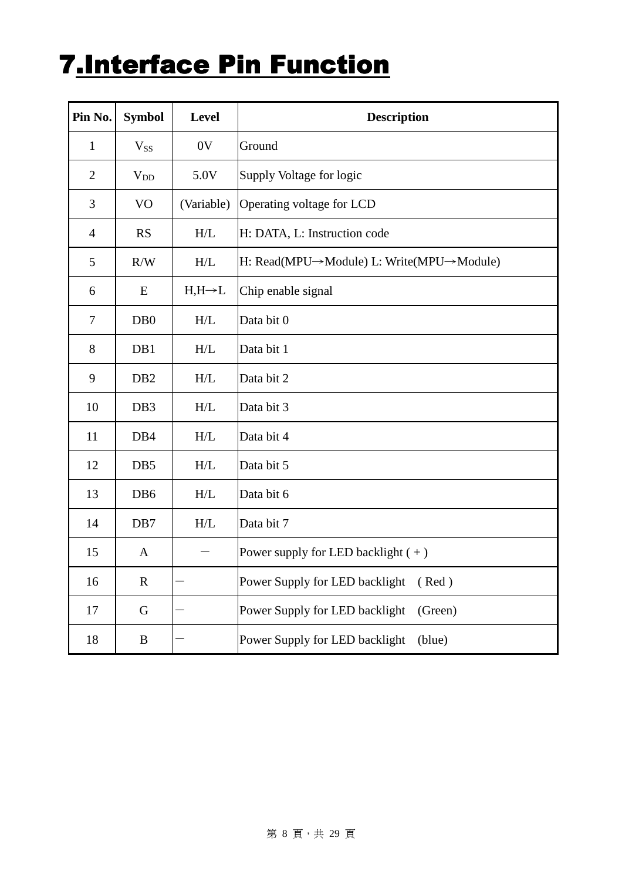# 7.Interface Pin Function

| Pin No. | Symbol | Level | Description |
|---|---|---|---|
| 1 | $V_{SS}$ | 0V | Ground |
| 2 | $V_{DD}$ | 5.0V | Supply Voltage for logic |
| 3 | VO | (Variable) | Operating voltage for LCD |
| 4 | RS | H/L | H: DATA, L: Instruction code |
| 5 | R/W | H/L | H: Read(MPU→Module) L: Write(MPU→Module) |
| 6 | E | H,H→L | Chip enable signal |
| 7 | DB0 | H/L | Data bit 0 |
| 8 | DB1 | H/L | Data bit 1 |
| 9 | DB2 | H/L | Data bit 2 |
| 10 | DB3 | H/L | Data bit 3 |
| 11 | DB4 | H/L | Data bit 4 |
| 12 | DB5 | H/L | Data bit 5 |
| 13 | DB6 | H/L | Data bit 6 |
| 14 | DB7 | H/L | Data bit 7 |
| 15 | A | － | Power supply for LED backlight ( + ) |
| 16 | R | － | Power Supply for LED backlight ( Red ) |
| 17 | G | － | Power Supply for LED backlight (Green) |
| 18 | B | － | Power Supply for LED backlight (blue) |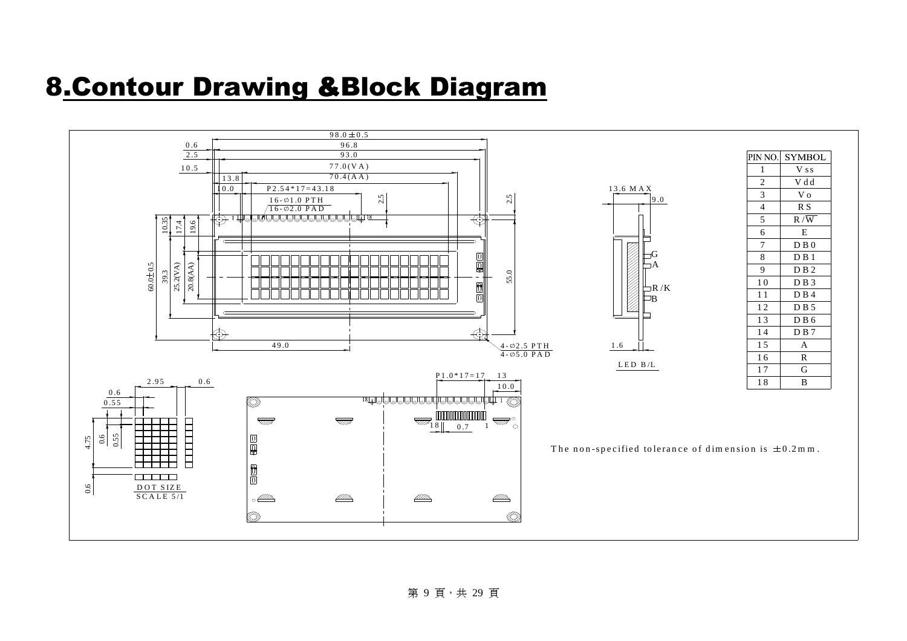# 8.Contour Drawing &Block Diagram

| PIN NO. | SYMBOL |
|---|---|
| 1 | Vss |
| 2 | Vdd |
| 3 | Vo |
| 4 | RS |
| 5 | R/$\overline{W}$ |
| 6 | E |
| 7 | DB0 |
| 8 | DB1 |
| 9 | DB2 |
| 10 | DB3 |
| 11 | DB4 |
| 12 | DB5 |
| 13 | DB6 |
| 14 | DB7 |
| 15 | A |
| 16 | R |
| 17 | G |
| 18 | B |

The non-specified tolerance of dimension is ±0.2mm.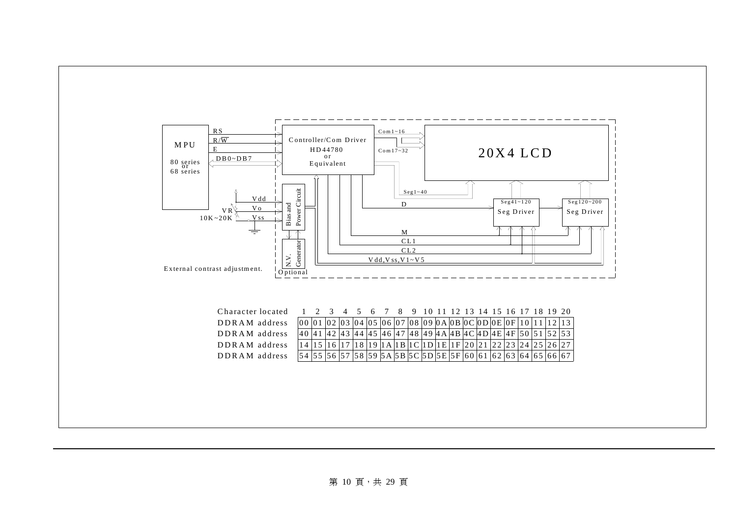MPU

80 series
or
68 series

RS
R/$\overline{W}$
E
DB0~DB7

Controller/Com Driver
HD44780
or
Equivalent

Com1~16
Com17~32

20X4 LCD

Seg1~40

Vdd
Vo
Vss

VR
10K~20K

Bias and Power Circuit

N.V. Generator

Optional

D
M
CL1
CL2
Vdd,Vss,V1~V5

Seg41~120
Seg Driver

Seg120~200
Seg Driver

External contrast adjustment.

| Character located | 1 | 2 | 3 | 4 | 5 | 6 | 7 | 8 | 9 | 10 | 11 | 12 | 13 | 14 | 15 | 16 | 17 | 18 | 19 | 20 |
|---|---|---|---|---|---|---|---|---|---|---|---|---|---|---|---|---|---|---|---|---|
| DDRAM address | 00 | 01 | 02 | 03 | 04 | 05 | 06 | 07 | 08 | 09 | 0A | 0B | 0C | 0D | 0E | 0F | 10 | 11 | 12 | 13 |
| DDRAM address | 40 | 41 | 42 | 43 | 44 | 45 | 46 | 47 | 48 | 49 | 4A | 4B | 4C | 4D | 4E | 4F | 50 | 51 | 52 | 53 |
| DDRAM address | 14 | 15 | 16 | 17 | 18 | 19 | 1A | 1B | 1C | 1D | 1E | 1F | 20 | 21 | 22 | 23 | 24 | 25 | 26 | 27 |
| DDRAM address | 54 | 55 | 56 | 57 | 58 | 59 | 5A | 5B | 5C | 5D | 5E | 5F | 60 | 61 | 62 | 63 | 64 | 65 | 66 | 67 |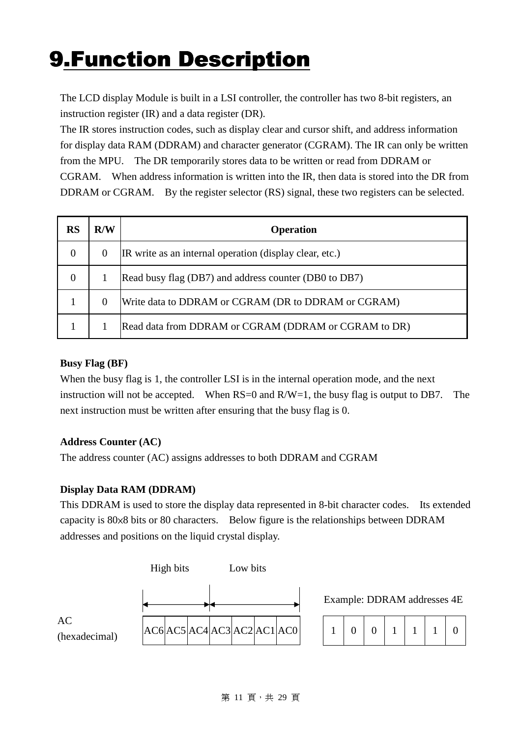# 9.Function Description

The LCD display Module is built in a LSI controller, the controller has two 8-bit registers, an instruction register (IR) and a data register (DR).
The IR stores instruction codes, such as display clear and cursor shift, and address information for display data RAM (DDRAM) and character generator (CGRAM). The IR can only be written from the MPU. The DR temporarily stores data to be written or read from DDRAM or CGRAM. When address information is written into the IR, then data is stored into the DR from DDRAM or CGRAM. By the register selector (RS) signal, these two registers can be selected.

| RS | R/W | Operation |
|---|---|---|
| 0 | 0 | IR write as an internal operation (display clear, etc.) |
| 0 | 1 | Read busy flag (DB7) and address counter (DB0 to DB7) |
| 1 | 0 | Write data to DDRAM or CGRAM (DR to DDRAM or CGRAM) |
| 1 | 1 | Read data from DDRAM or CGRAM (DDRAM or CGRAM to DR) |

**Busy Flag (BF)**
When the busy flag is 1, the controller LSI is in the internal operation mode, and the next instruction will not be accepted. When RS=0 and R/W=1, the busy flag is output to DB7. The next instruction must be written after ensuring that the busy flag is 0.

**Address Counter (AC)**
The address counter (AC) assigns addresses to both DDRAM and CGRAM

**Display Data RAM (DDRAM)**
This DDRAM is used to store the display data represented in 8-bit character codes. Its extended capacity is 80×8 bits or 80 characters. Below figure is the relationships between DDRAM addresses and positions on the liquid crystal display.

High bits (AC6–AC4) | Low bits (AC3–AC0)

| AC (hexadecimal) | AC6 | AC5 | AC4 | AC3 | AC2 | AC1 | AC0 |
|---|---|---|---|---|---|---|---|

Example: DDRAM addresses 4E

| 1 | 0 | 0 | 1 | 1 | 1 | 0 |
|---|---|---|---|---|---|---|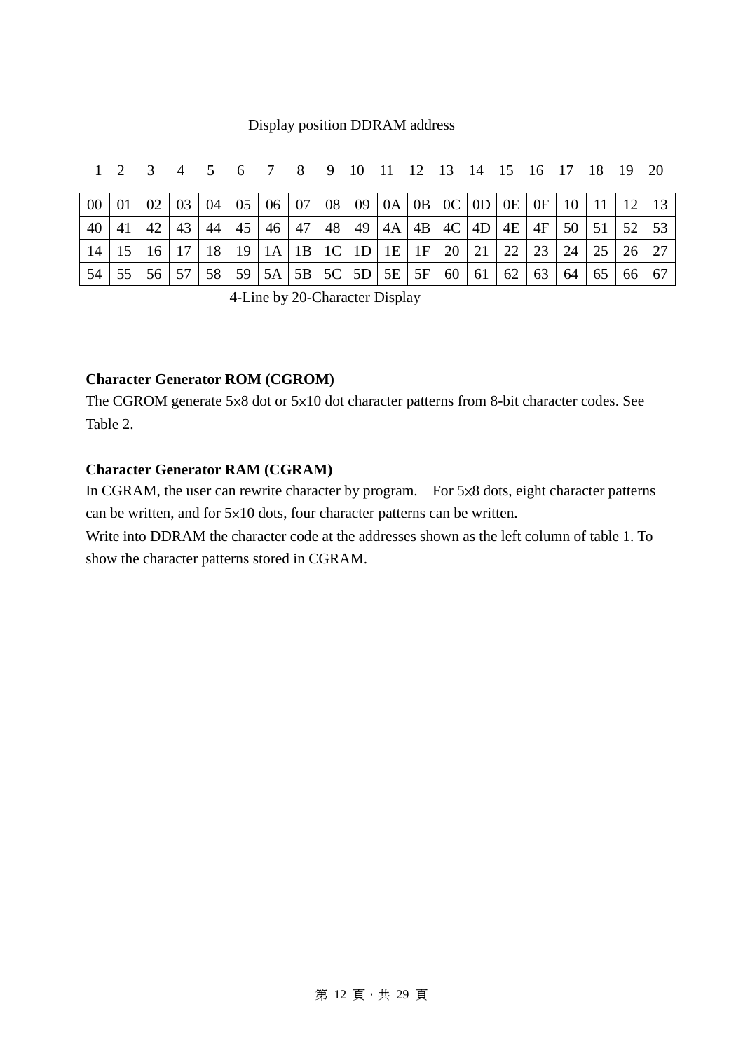Display position DDRAM address

| 1 | 2 | 3 | 4 | 5 | 6 | 7 | 8 | 9 | 10 | 11 | 12 | 13 | 14 | 15 | 16 | 17 | 18 | 19 | 20 |
|---|---|---|---|---|---|---|---|---|---|---|---|---|---|---|---|---|---|---|---|
| 00 | 01 | 02 | 03 | 04 | 05 | 06 | 07 | 08 | 09 | 0A | 0B | 0C | 0D | 0E | 0F | 10 | 11 | 12 | 13 |
| 40 | 41 | 42 | 43 | 44 | 45 | 46 | 47 | 48 | 49 | 4A | 4B | 4C | 4D | 4E | 4F | 50 | 51 | 52 | 53 |
| 14 | 15 | 16 | 17 | 18 | 19 | 1A | 1B | 1C | 1D | 1E | 1F | 20 | 21 | 22 | 23 | 24 | 25 | 26 | 27 |
| 54 | 55 | 56 | 57 | 58 | 59 | 5A | 5B | 5C | 5D | 5E | 5F | 60 | 61 | 62 | 63 | 64 | 65 | 66 | 67 |

4-Line by 20-Character Display

**Character Generator ROM (CGROM)**

The CGROM generate 5×8 dot or 5×10 dot character patterns from 8-bit character codes. See Table 2.

**Character Generator RAM (CGRAM)**

In CGRAM, the user can rewrite character by program. For 5×8 dots, eight character patterns can be written, and for 5×10 dots, four character patterns can be written.

Write into DDRAM the character code at the addresses shown as the left column of table 1. To show the character patterns stored in CGRAM.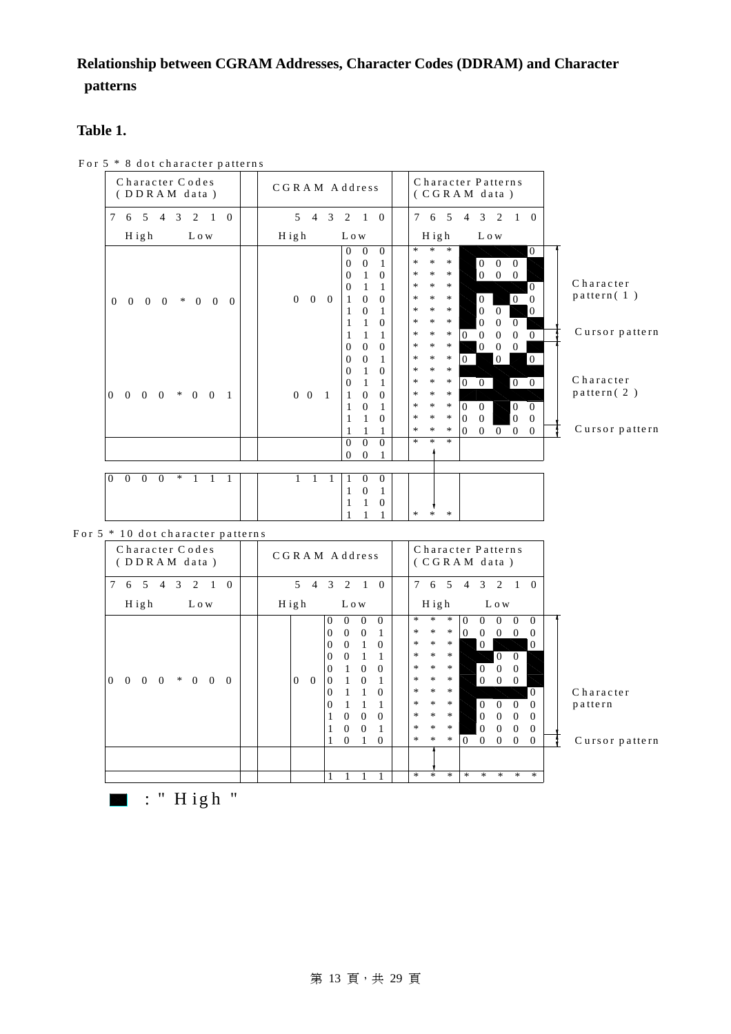## Relationship between CGRAM Addresses, Character Codes (DDRAM) and Character patterns

### Table 1.

For 5 * 8 dot character patterns

| Character Codes (DDRAM data) | CGRAM Address | Character Patterns (CGRAM data) | |
|---|---|---|---|
| 7 6 5 4 3 2 1 0 | 5 4 3 2 1 0 | 7 6 5 4 3 2 1 0 | |
| High Low | High Low | High Low | |
| 0 0 0 0 * 0 0 0 | 0 0 0 0 0 0 | * * * 1 1 1 1 0 | Character pattern( 1 ) |
| | 0 0 0 0 0 1 | * * * 1 0 0 0 1 | |
| | 0 0 0 0 1 0 | * * * 1 0 0 0 1 | |
| | 0 0 0 0 1 1 | * * * 1 1 1 1 0 | |
| | 0 0 0 1 0 0 | * * * 1 0 1 0 0 | |
| | 0 0 0 1 0 1 | * * * 1 0 0 1 0 | |
| | 0 0 0 1 1 0 | * * * 1 0 0 0 1 | |
| | 0 0 0 1 1 1 | * * * 0 0 0 0 0 | Cursor pattern |
| 0 0 0 0 * 0 0 1 | 0 0 1 0 0 0 | * * * 1 0 0 0 1 | Character pattern( 2 ) |
| | 0 0 1 0 0 1 | * * * 0 1 0 1 0 | |
| | 0 0 1 0 1 0 | * * * 1 1 1 1 1 | |
| | 0 0 1 0 1 1 | * * * 0 0 1 0 0 | |
| | 0 0 1 1 0 0 | * * * 1 1 1 1 1 | |
| | 0 0 1 1 0 1 | * * * 0 0 1 0 0 | |
| | 0 0 1 1 1 0 | * * * 0 0 1 0 0 | |
| | 0 0 1 1 1 1 | * * * 0 0 0 0 0 | Cursor pattern |
| | 0 0 0 | * * * | |
| | 0 0 1 | | |
| 0 0 0 0 * 1 1 1 | 1 1 1 1 0 0 | | |
| | 1 0 1 | | |
| | 1 1 0 | | |
| | 1 1 1 | * * * | |

For 5 * 10 dot character patterns

| Character Codes (DDRAM data) | CGRAM Address | Character Patterns (CGRAM data) | |
|---|---|---|---|
| 7 6 5 4 3 2 1 0 | 5 4 3 2 1 0 | 7 6 5 4 3 2 1 0 | |
| High Low | High Low | High Low | |
| 0 0 0 0 * 0 0 0 | 0 0 0 0 0 0 | * * * 0 0 0 0 0 | Character pattern |
| | 0 0 0 0 0 1 | * * * 0 0 0 0 0 | |
| | 0 0 0 0 1 0 | * * * 1 0 1 1 0 | |
| | 0 0 0 0 1 1 | * * * 1 1 0 0 1 | |
| | 0 0 0 1 0 0 | * * * 1 0 0 0 1 | |
| | 0 0 0 1 0 1 | * * * 1 0 0 0 1 | |
| | 0 0 0 1 1 0 | * * * 1 1 1 1 0 | |
| | 0 0 0 1 1 1 | * * * 1 0 0 0 0 | |
| | 0 0 1 0 0 0 | * * * 1 0 0 0 0 | |
| | 0 0 1 0 0 1 | * * * 1 0 0 0 0 | |
| | 0 0 1 0 1 0 | * * * 0 0 0 0 0 | Cursor pattern |
| | | | |
| | 1 1 1 1 | * * * * * * * * | |

■ : " High "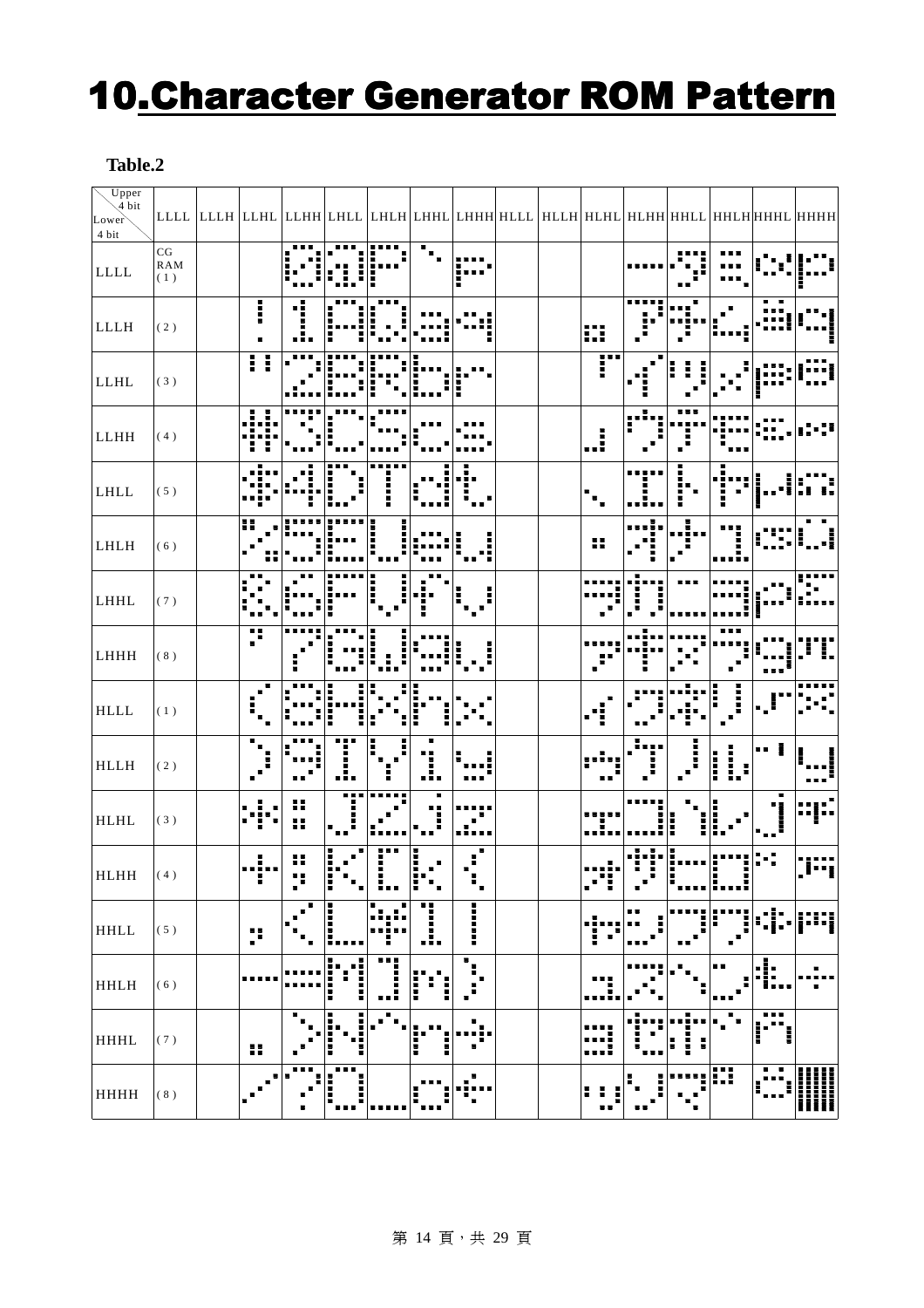# 10.Character Generator ROM Pattern

**Table.2**

| Upper 4 bit / Lower 4 bit | LLLL | LLLH | LLHL | LLHH | LHLL | LHLH | LHHL | LHHH | HLLL | HLLH | HLHL | HLHH | HHLL | HHLH | HHHL | HHHH |
|---|---|---|---|---|---|---|---|---|---|---|---|---|---|---|---|---|
| LLLL | CG RAM (1) | | | 0 | @ | P | ` | p | | | | ー | タ | ミ | α | p |
| LLLH | (2) | | ! | 1 | A | Q | a | q | | | 。 | ア | チ | ム | ä | q |
| LLHL | (3) | | " | 2 | B | R | b | r | | | 「 | イ | ツ | メ | β | θ |
| LLHH | (4) | | # | 3 | C | S | c | s | | | 」 | ウ | テ | モ | ε | ∞ |
| LHLL | (5) | | $ | 4 | D | T | d | t | | | 、 | エ | ト | ヤ | μ | Ω |
| LHLH | (6) | | % | 5 | E | U | e | u | | | ・ | オ | ナ | ユ | σ | ü |
| LHHL | (7) | | & | 6 | F | V | f | v | | | ヲ | カ | ニ | ヨ | ρ | Σ |
| LHHH | (8) | | ' | 7 | G | W | g | w | | | ァ | キ | ヌ | ラ | g | π |
| HLLL | (1) | | ( | 8 | H | X | h | x | | | ィ | ク | ネ | リ | √ | x̄ |
| HLLH | (2) | | ) | 9 | I | Y | i | y | | | ゥ | ケ | ノ | ル | ⁻¹ | y |
| HLHL | (3) | | * | : | J | Z | j | z | | | ェ | コ | ハ | レ | j | 千 |
| HLHH | (4) | | + | ; | K | [ | k | { | | | ォ | サ | ヒ | ロ | ˣ | 万 |
| HHLL | (5) | | , | < | L | ¥ | l | \| | | | ャ | シ | フ | ワ | ¢ | 円 |
| HHLH | (6) | | - | = | M | ] | m | } | | | ュ | ス | ヘ | ン | £ | ÷ |
| HHHL | (7) | | . | > | N | ^ | n | → | | | ョ | セ | ホ | ゛ | ñ | |
| HHHH | (8) | | / | ? | O | _ | o | ← | | | ッ | ソ | マ | ゜ | ö | █ |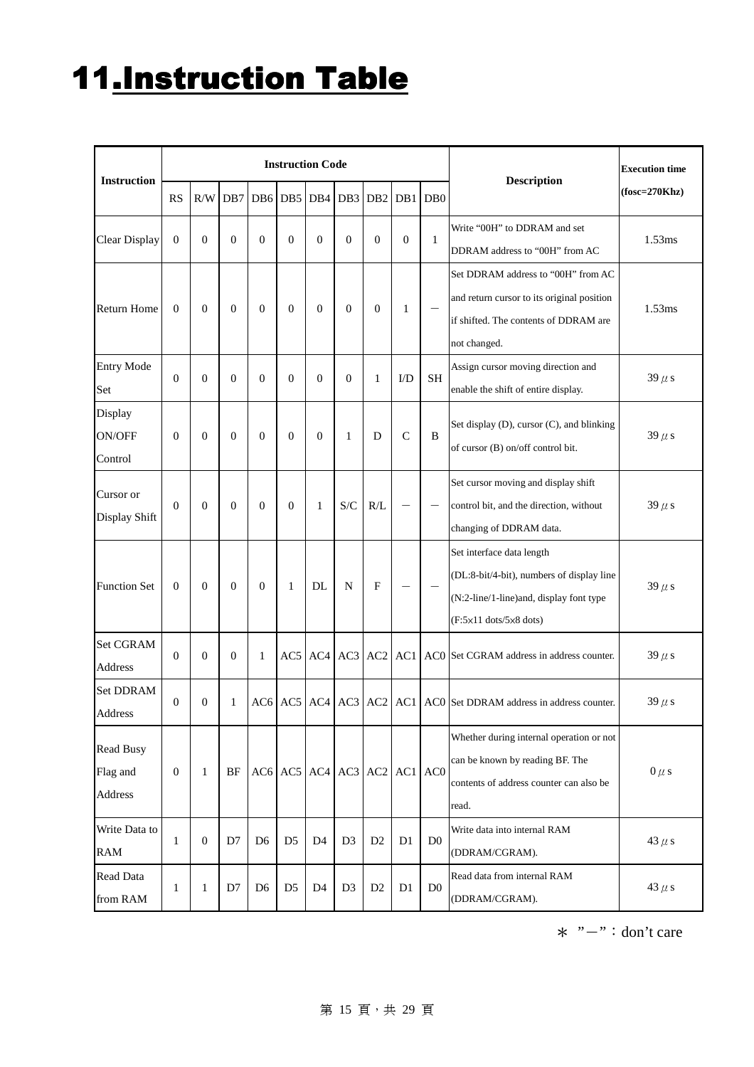# 11.Instruction Table

| Instruction | Instruction Code | | | | | | | | | | Description | Execution time (fosc=270Khz) |
|---|---|---|---|---|---|---|---|---|---|---|---|---|
| | RS | R/W | DB7 | DB6 | DB5 | DB4 | DB3 | DB2 | DB1 | DB0 | | |
| Clear Display | 0 | 0 | 0 | 0 | 0 | 0 | 0 | 0 | 0 | 1 | Write "00H" to DDRAM and set DDRAM address to "00H" from AC | 1.53ms |
| Return Home | 0 | 0 | 0 | 0 | 0 | 0 | 0 | 0 | 1 | － | Set DDRAM address to "00H" from AC and return cursor to its original position if shifted. The contents of DDRAM are not changed. | 1.53ms |
| Entry Mode Set | 0 | 0 | 0 | 0 | 0 | 0 | 0 | 1 | I/D | SH | Assign cursor moving direction and enable the shift of entire display. | 39 $\mu$ s |
| Display ON/OFF Control | 0 | 0 | 0 | 0 | 0 | 0 | 1 | D | C | B | Set display (D), cursor (C), and blinking of cursor (B) on/off control bit. | 39 $\mu$ s |
| Cursor or Display Shift | 0 | 0 | 0 | 0 | 0 | 1 | S/C | R/L | － | － | Set cursor moving and display shift control bit, and the direction, without changing of DDRAM data. | 39 $\mu$ s |
| Function Set | 0 | 0 | 0 | 0 | 1 | DL | N | F | － | － | Set interface data length (DL:8-bit/4-bit), numbers of display line (N:2-line/1-line)and, display font type (F:5×11 dots/5×8 dots) | 39 $\mu$ s |
| Set CGRAM Address | 0 | 0 | 0 | 1 | AC5 | AC4 | AC3 | AC2 | AC1 | AC0 | Set CGRAM address in address counter. | 39 $\mu$ s |
| Set DDRAM Address | 0 | 0 | 1 | AC6 | AC5 | AC4 | AC3 | AC2 | AC1 | AC0 | Set DDRAM address in address counter. | 39 $\mu$ s |
| Read Busy Flag and Address | 0 | 1 | BF | AC6 | AC5 | AC4 | AC3 | AC2 | AC1 | AC0 | Whether during internal operation or not can be known by reading BF. The contents of address counter can also be read. | 0 $\mu$ s |
| Write Data to RAM | 1 | 0 | D7 | D6 | D5 | D4 | D3 | D2 | D1 | D0 | Write data into internal RAM (DDRAM/CGRAM). | 43 $\mu$ s |
| Read Data from RAM | 1 | 1 | D7 | D6 | D5 | D4 | D3 | D2 | D1 | D0 | Read data from internal RAM (DDRAM/CGRAM). | 43 $\mu$ s |

＊ "－"：don't care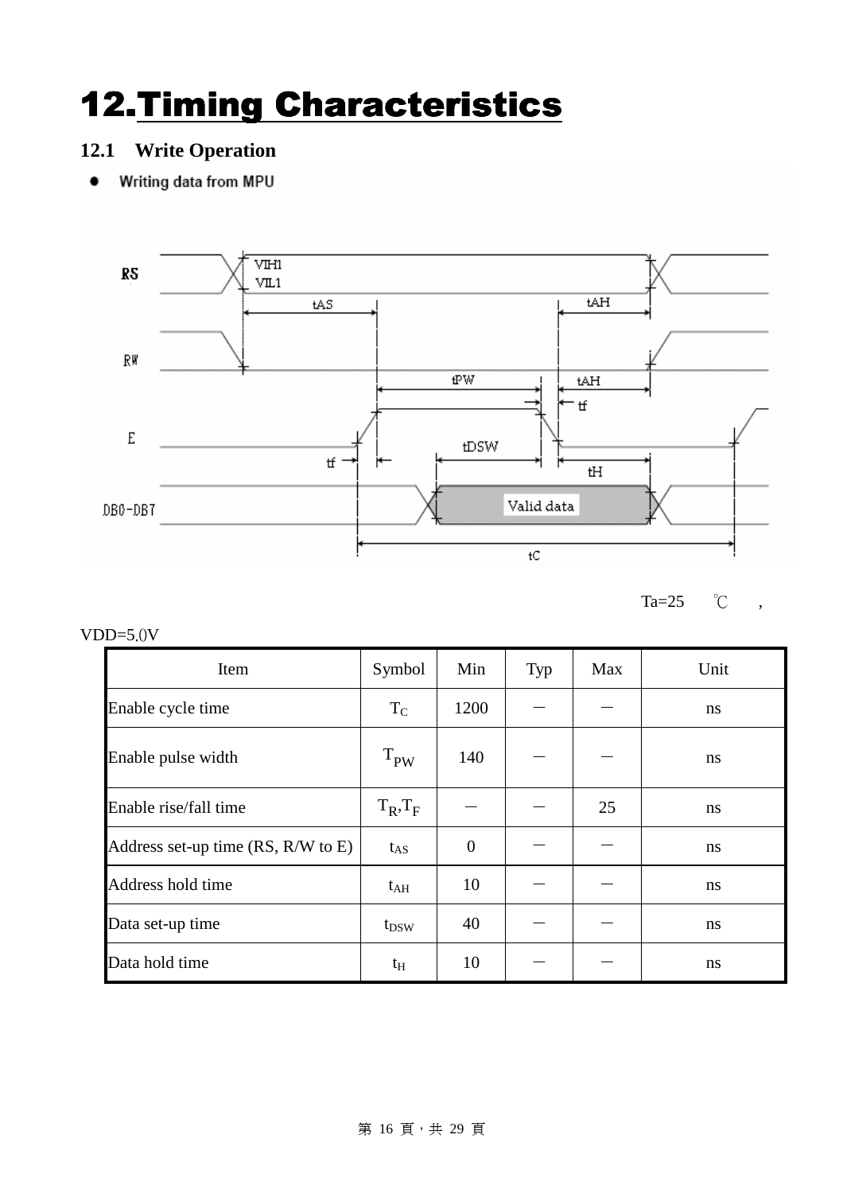# 12.Timing Characteristics

## 12.1 Write Operation

- Writing data from MPU

Ta=25 ℃ , VDD=5.0V

| Item | Symbol | Min | Typ | Max | Unit |
|---|---|---|---|---|---|
| Enable cycle time | $T_C$ | 1200 | － | － | ns |
| Enable pulse width | $T_{PW}$ | 140 | － | － | ns |
| Enable rise/fall time | $T_R$,$T_F$ | － | － | 25 | ns |
| Address set-up time (RS, R/W to E) | $t_{AS}$ | 0 | － | － | ns |
| Address hold time | $t_{AH}$ | 10 | － | － | ns |
| Data set-up time | $t_{DSW}$ | 40 | － | － | ns |
| Data hold time | $t_H$ | 10 | － | － | ns |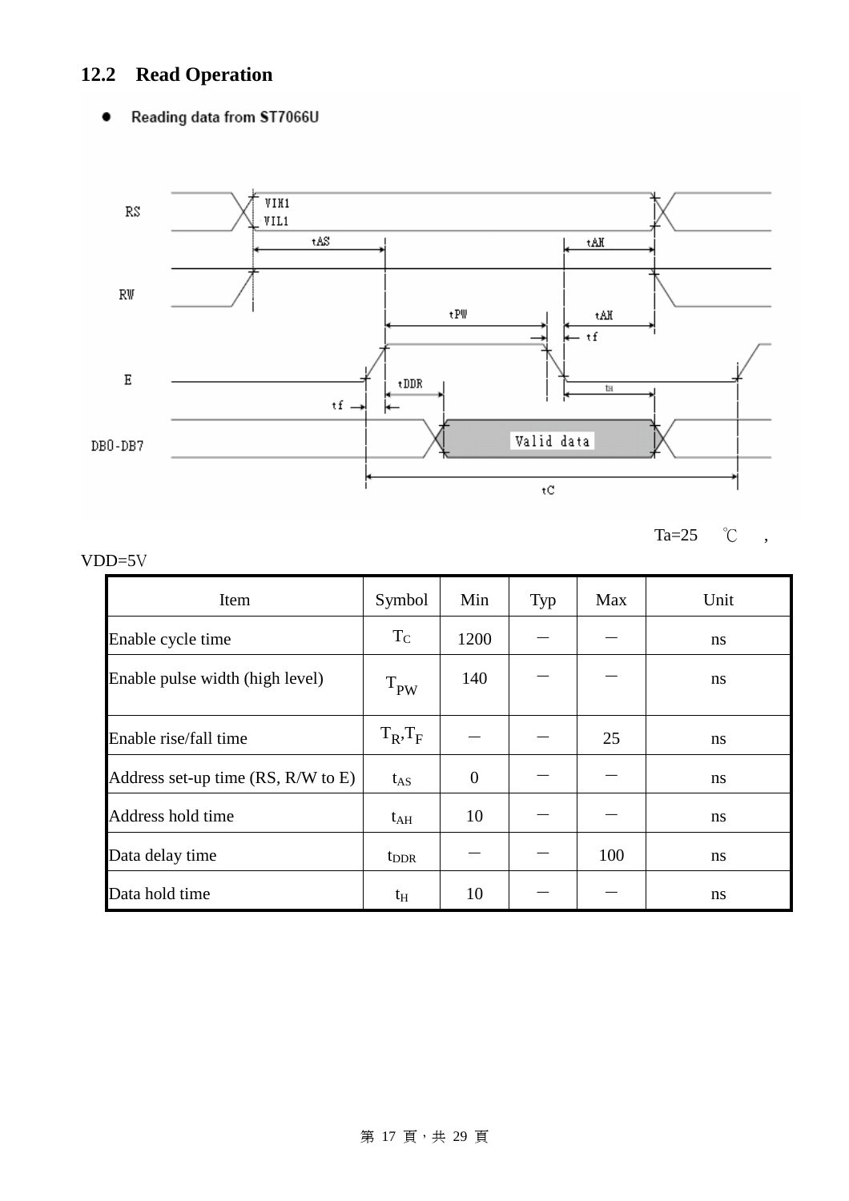## 12.2 Read Operation

- Reading data from ST7066U

Ta=25 ℃ , VDD=5V

| Item | Symbol | Min | Typ | Max | Unit |
|---|---|---|---|---|---|
| Enable cycle time | $T_C$ | 1200 | — | — | ns |
| Enable pulse width (high level) | $T_{PW}$ | 140 | — | — | ns |
| Enable rise/fall time | $T_R$,$T_F$ | — | — | 25 | ns |
| Address set-up time (RS, R/W to E) | $t_{AS}$ | 0 | — | — | ns |
| Address hold time | $t_{AH}$ | 10 | — | — | ns |
| Data delay time | $t_{DDR}$ | — | — | 100 | ns |
| Data hold time | $t_H$ | 10 | — | — | ns |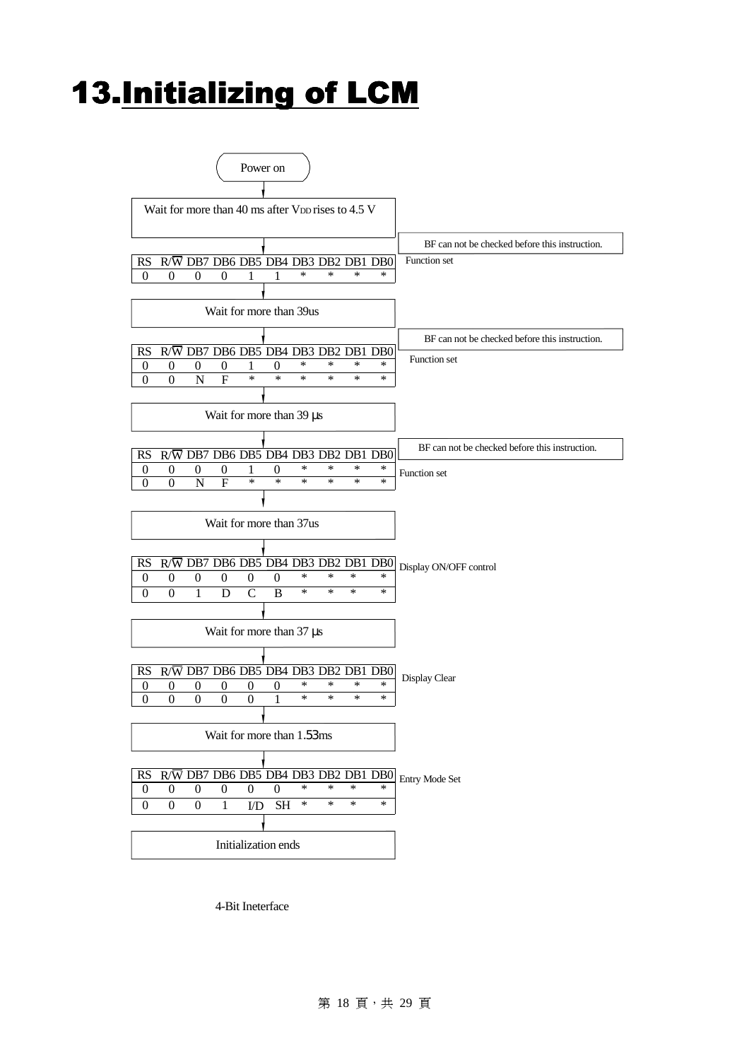# 13. Initializing of LCM

Power on

Wait for more than 40 ms after $V_{DD}$ rises to 4.5 V

BF can not be checked before this instruction.

Function set

| RS | R/$\overline{W}$ | DB7 | DB6 | DB5 | DB4 | DB3 | DB2 | DB1 | DB0 |
|---|---|---|---|---|---|---|---|---|---|
| 0 | 0 | 0 | 0 | 1 | 1 | * | * | * | * |

Wait for more than 39us

BF can not be checked before this instruction.

Function set

| RS | R/$\overline{W}$ | DB7 | DB6 | DB5 | DB4 | DB3 | DB2 | DB1 | DB0 |
|---|---|---|---|---|---|---|---|---|---|
| 0 | 0 | 0 | 0 | 1 | 0 | * | * | * | * |
| 0 | 0 | N | F | * | * | * | * | * | * |

Wait for more than 39 μs

BF can not be checked before this instruction.

Function set

| RS | R/$\overline{W}$ | DB7 | DB6 | DB5 | DB4 | DB3 | DB2 | DB1 | DB0 |
|---|---|---|---|---|---|---|---|---|---|
| 0 | 0 | 0 | 0 | 1 | 0 | * | * | * | * |
| 0 | 0 | N | F | * | * | * | * | * | * |

Wait for more than 37us

Display ON/OFF control

| RS | R/$\overline{W}$ | DB7 | DB6 | DB5 | DB4 | DB3 | DB2 | DB1 | DB0 |
|---|---|---|---|---|---|---|---|---|---|
| 0 | 0 | 0 | 0 | 0 | 0 | * | * | * | * |
| 0 | 0 | 1 | D | C | B | * | * | * | * |

Wait for more than 37 μs

Display Clear

| RS | R/$\overline{W}$ | DB7 | DB6 | DB5 | DB4 | DB3 | DB2 | DB1 | DB0 |
|---|---|---|---|---|---|---|---|---|---|
| 0 | 0 | 0 | 0 | 0 | 0 | * | * | * | * |
| 0 | 0 | 0 | 0 | 0 | 1 | * | * | * | * |

Wait for more than 1.53ms

Entry Mode Set

| RS | R/$\overline{W}$ | DB7 | DB6 | DB5 | DB4 | DB3 | DB2 | DB1 | DB0 |
|---|---|---|---|---|---|---|---|---|---|
| 0 | 0 | 0 | 0 | 0 | 0 | * | * | * | * |
| 0 | 0 | 0 | 1 | I/D | SH | * | * | * | * |

Initialization ends

4-Bit Ineterface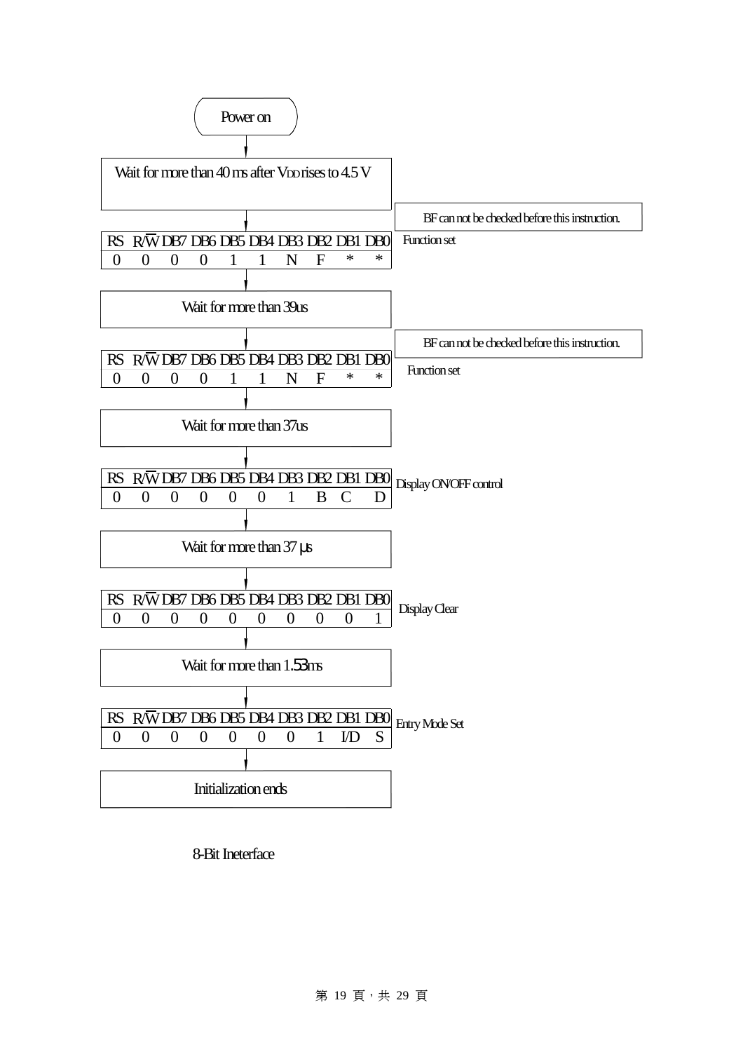Power on

↓

Wait for more than 40 ms after $V_{DD}$ rises to 4.5 V

↓

BF can not be checked before this instruction.

Function set

| RS | R/$\overline{W}$ | DB7 | DB6 | DB5 | DB4 | DB3 | DB2 | DB1 | DB0 |
|---|---|---|---|---|---|---|---|---|---|
| 0 | 0 | 0 | 0 | 1 | 1 | N | F | * | * |

↓

Wait for more than 39us

↓

BF can not be checked before this instruction.

Function set

| RS | R/$\overline{W}$ | DB7 | DB6 | DB5 | DB4 | DB3 | DB2 | DB1 | DB0 |
|---|---|---|---|---|---|---|---|---|---|
| 0 | 0 | 0 | 0 | 1 | 1 | N | F | * | * |

↓

Wait for more than 37us

↓

Display ON/OFF control

| RS | R/$\overline{W}$ | DB7 | DB6 | DB5 | DB4 | DB3 | DB2 | DB1 | DB0 |
|---|---|---|---|---|---|---|---|---|---|
| 0 | 0 | 0 | 0 | 0 | 0 | 1 | B | C | D |

↓

Wait for more than 37 μs

↓

Display Clear

| RS | R/$\overline{W}$ | DB7 | DB6 | DB5 | DB4 | DB3 | DB2 | DB1 | DB0 |
|---|---|---|---|---|---|---|---|---|---|
| 0 | 0 | 0 | 0 | 0 | 0 | 0 | 0 | 0 | 1 |

↓

Wait for more than 1.53ms

↓

Entry Mode Set

| RS | R/$\overline{W}$ | DB7 | DB6 | DB5 | DB4 | DB3 | DB2 | DB1 | DB0 |
|---|---|---|---|---|---|---|---|---|---|
| 0 | 0 | 0 | 0 | 0 | 0 | 0 | 1 | I/D | S |

↓

Initialization ends

8-Bit Ineterface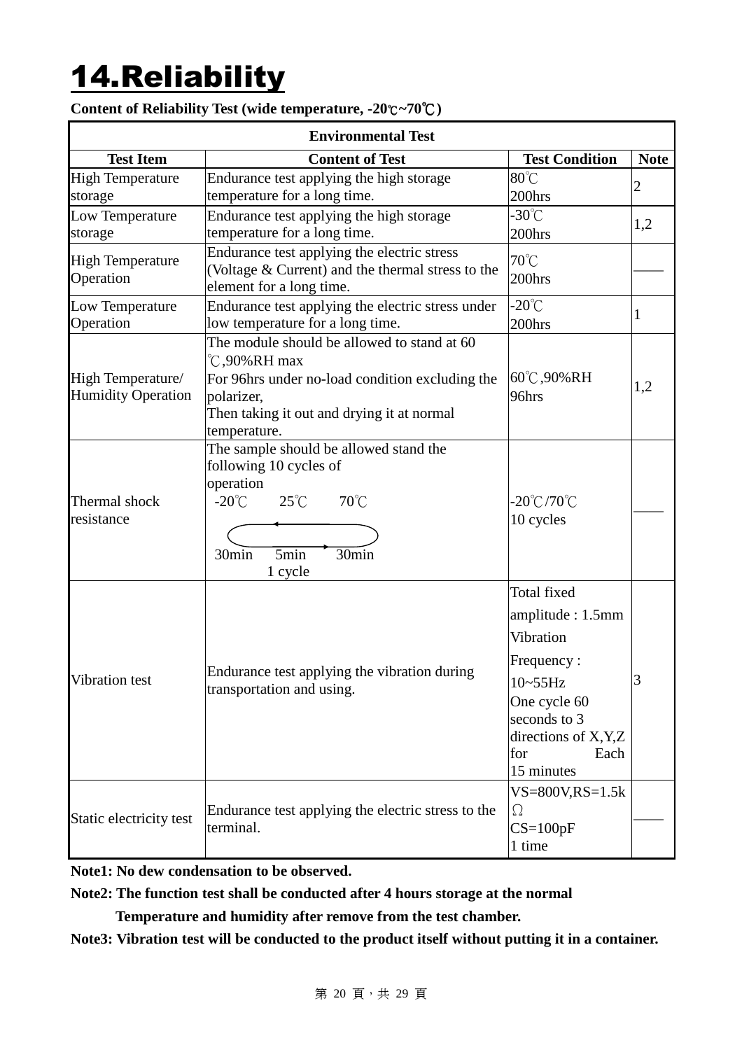# 14.Reliability

**Content of Reliability Test (wide temperature, -20℃~70℃)**

| Environmental Test | | | |
|---|---|---|---|
| **Test Item** | **Content of Test** | **Test Condition** | **Note** |
| High Temperature storage | Endurance test applying the high storage temperature for a long time. | 80℃ 200hrs | 2 |
| Low Temperature storage | Endurance test applying the high storage temperature for a long time. | -30℃ 200hrs | 1,2 |
| High Temperature Operation | Endurance test applying the electric stress (Voltage & Current) and the thermal stress to the element for a long time. | 70℃ 200hrs | —— |
| Low Temperature Operation | Endurance test applying the electric stress under low temperature for a long time. | -20℃ 200hrs | 1 |
| High Temperature/ Humidity Operation | The module should be allowed to stand at 60 ℃,90%RH max For 96hrs under no-load condition excluding the polarizer, Then taking it out and drying it at normal temperature. | 60℃,90%RH 96hrs | 1,2 |
| Thermal shock resistance | The sample should be allowed stand the following 10 cycles of operation -20℃ 25℃ 70℃ 30min 5min 30min 1 cycle | -20℃/70℃ 10 cycles | —— |
| Vibration test | Endurance test applying the vibration during transportation and using. | Total fixed amplitude : 1.5mm Vibration Frequency : 10~55Hz One cycle 60 seconds to 3 directions of X,Y,Z for Each 15 minutes | 3 |
| Static electricity test | Endurance test applying the electric stress to the terminal. | VS=800V,RS=1.5kΩ CS=100pF 1 time | —— |

**Note1: No dew condensation to be observed.**

**Note2: The function test shall be conducted after 4 hours storage at the normal Temperature and humidity after remove from the test chamber.**

**Note3: Vibration test will be conducted to the product itself without putting it in a container.**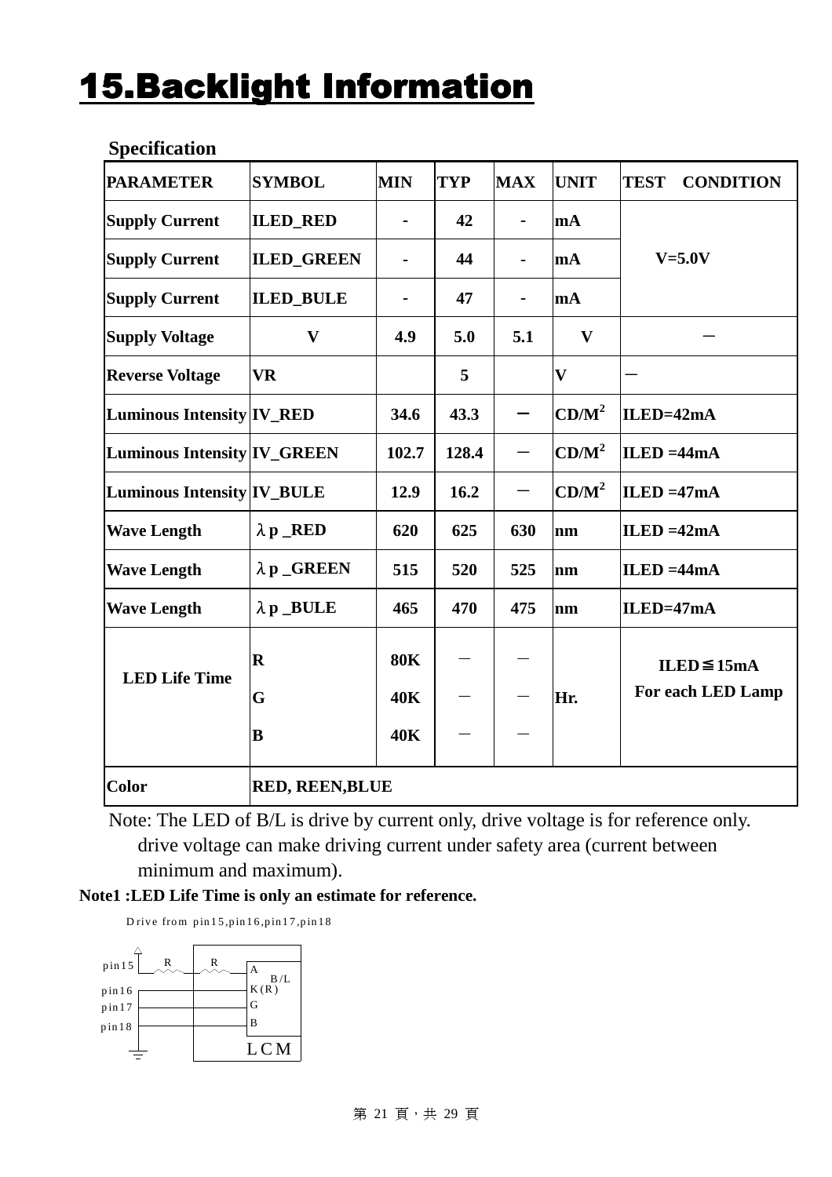# 15.Backlight Information

**Specification**

| PARAMETER | SYMBOL | MIN | TYP | MAX | UNIT | TEST CONDITION |
|---|---|---|---|---|---|---|
| Supply Current | ILED_RED | - | 42 | - | mA | V=5.0V |
| Supply Current | ILED_GREEN | - | 44 | - | mA | |
| Supply Current | ILED_BULE | - | 47 | - | mA | |
| Supply Voltage | V | 4.9 | 5.0 | 5.1 | V | － |
| Reverse Voltage | VR | | 5 | | V | － |
| Luminous Intensity | IV_RED | 34.6 | 43.3 | － | $CD/M^2$ | ILED=42mA |
| Luminous Intensity | IV_GREEN | 102.7 | 128.4 | － | $CD/M^2$ | ILED =44mA |
| Luminous Intensity | IV_BULE | 12.9 | 16.2 | － | $CD/M^2$ | ILED =47mA |
| Wave Length | λp _RED | 620 | 625 | 630 | nm | ILED =42mA |
| Wave Length | λp _GREEN | 515 | 520 | 525 | nm | ILED =44mA |
| Wave Length | λp _BULE | 465 | 470 | 475 | nm | ILED=47mA |
| LED Life Time | R | 80K | － | － | Hr. | ILED≦15mA For each LED Lamp |
| | G | 40K | － | － | | |
| | B | 40K | － | － | | |
| Color | RED, REEN,BLUE | | | | | |

Note: The LED of B/L is drive by current only, drive voltage is for reference only. drive voltage can make driving current under safety area (current between minimum and maximum).

**Note1 :LED Life Time is only an estimate for reference.**

Drive from pin15,pin16,pin17,pin18

pin15 — R — R — A (B/L)
pin16 — K(R)
pin17 — G
pin18 — B
LCM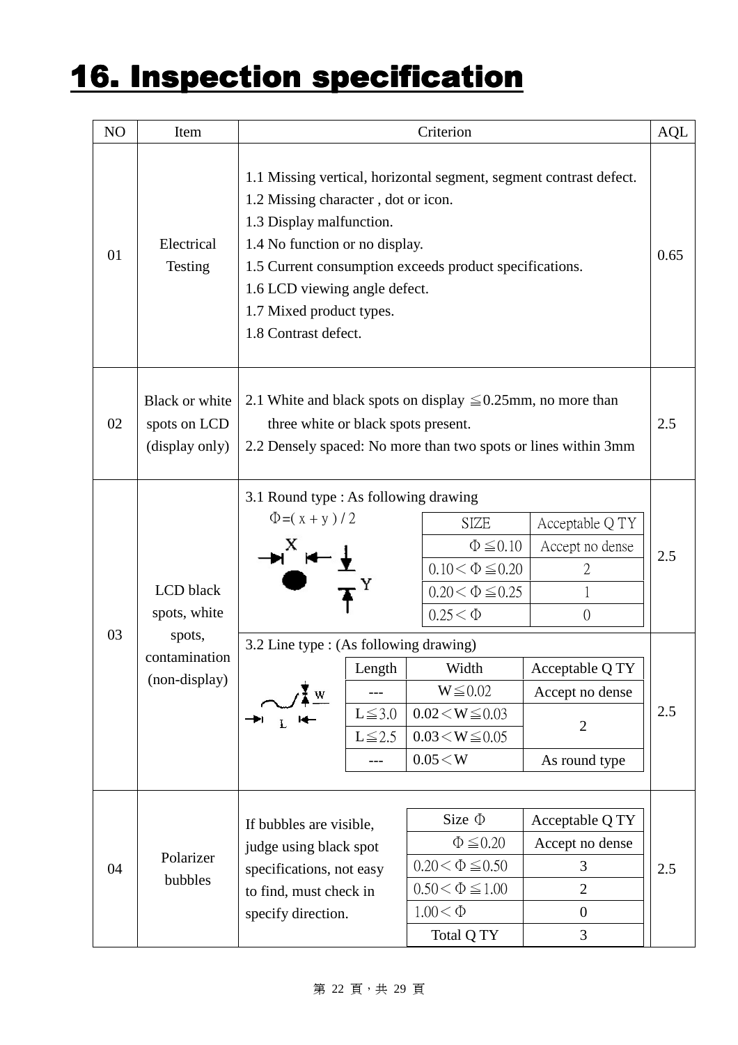# 16. Inspection specification

| NO | Item | Criterion | AQL |
|---|---|---|---|
| 01 | Electrical Testing | 1.1 Missing vertical, horizontal segment, segment contrast defect.<br>1.2 Missing character , dot or icon.<br>1.3 Display malfunction.<br>1.4 No function or no display.<br>1.5 Current consumption exceeds product specifications.<br>1.6 LCD viewing angle defect.<br>1.7 Mixed product types.<br>1.8 Contrast defect. | 0.65 |
| 02 | Black or white spots on LCD (display only) | 2.1 White and black spots on display ≦0.25mm, no more than three white or black spots present.<br>2.2 Densely spaced: No more than two spots or lines within 3mm | 2.5 |
| 03 | LCD black spots, white spots, contamination (non-display) | 3.1 Round type : As following drawing<br>Φ=( x + y ) / 2<br><br>SIZE / Acceptable Q TY:<br>Φ≦0.10 — Accept no dense<br>0.10＜Φ≦0.20 — 2<br>0.20＜Φ≦0.25 — 1<br>0.25＜Φ — 0 | 2.5 |
| | | 3.2 Line type : (As following drawing)<br><br>Length / Width / Acceptable Q TY:<br>--- / W≦0.02 / Accept no dense<br>L≦3.0 / 0.02＜W≦0.03 / 2<br>L≦2.5 / 0.03＜W≦0.05 / 2<br>--- / 0.05＜W / As round type | 2.5 |
| 04 | Polarizer bubbles | If bubbles are visible, judge using black spot specifications, not easy to find, must check in specify direction.<br><br>Size Φ / Acceptable Q TY:<br>Φ≦0.20 — Accept no dense<br>0.20＜Φ≦0.50 — 3<br>0.50＜Φ≦1.00 — 2<br>1.00＜Φ — 0<br>Total Q TY — 3 | 2.5 |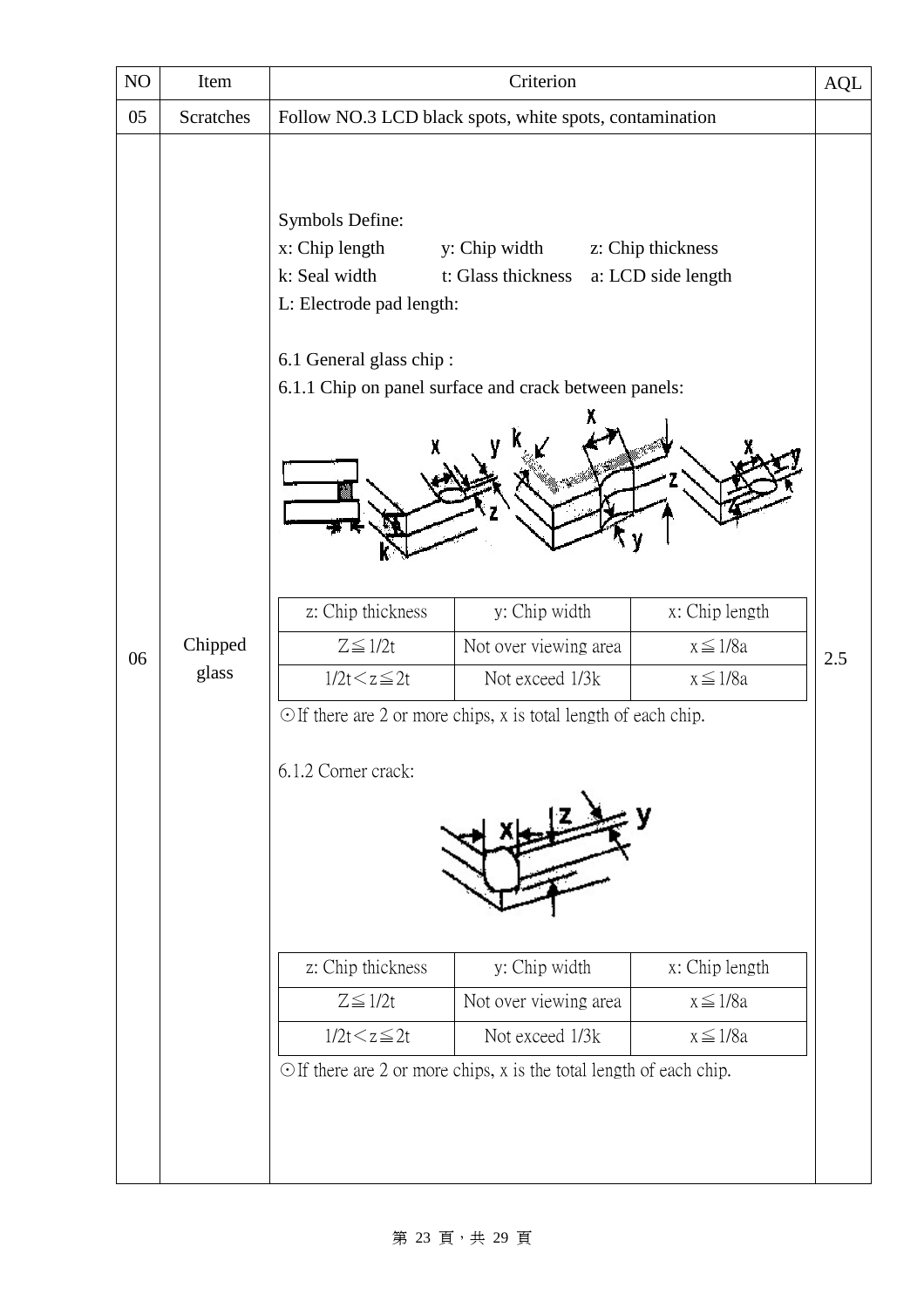| NO | Item | Criterion | AQL |
|---|---|---|---|
| 05 | Scratches | Follow NO.3 LCD black spots, white spots, contamination | |
| 06 | Chipped glass | Symbols Define:<br>x: Chip length y: Chip width z: Chip thickness<br>k: Seal width t: Glass thickness a: LCD side length<br>L: Electrode pad length:<br><br>6.1 General glass chip :<br>6.1.1 Chip on panel surface and crack between panels:<br><br>(see table 6.1.1 below)<br><br>⊙If there are 2 or more chips, x is total length of each chip.<br><br>6.1.2 Corner crack:<br><br>(see table 6.1.2 below)<br><br>⊙If there are 2 or more chips, x is the total length of each chip. | 2.5 |

6.1.1 Chip on panel surface and crack between panels:

| z: Chip thickness | y: Chip width | x: Chip length |
|---|---|---|
| Z≦1/2t | Not over viewing area | x≦1/8a |
| 1/2t＜z≦2t | Not exceed 1/3k | x≦1/8a |

⊙If there are 2 or more chips, x is total length of each chip.

6.1.2 Corner crack:

| z: Chip thickness | y: Chip width | x: Chip length |
|---|---|---|
| Z≦1/2t | Not over viewing area | x≦1/8a |
| 1/2t＜z≦2t | Not exceed 1/3k | x≦1/8a |

⊙If there are 2 or more chips, x is the total length of each chip.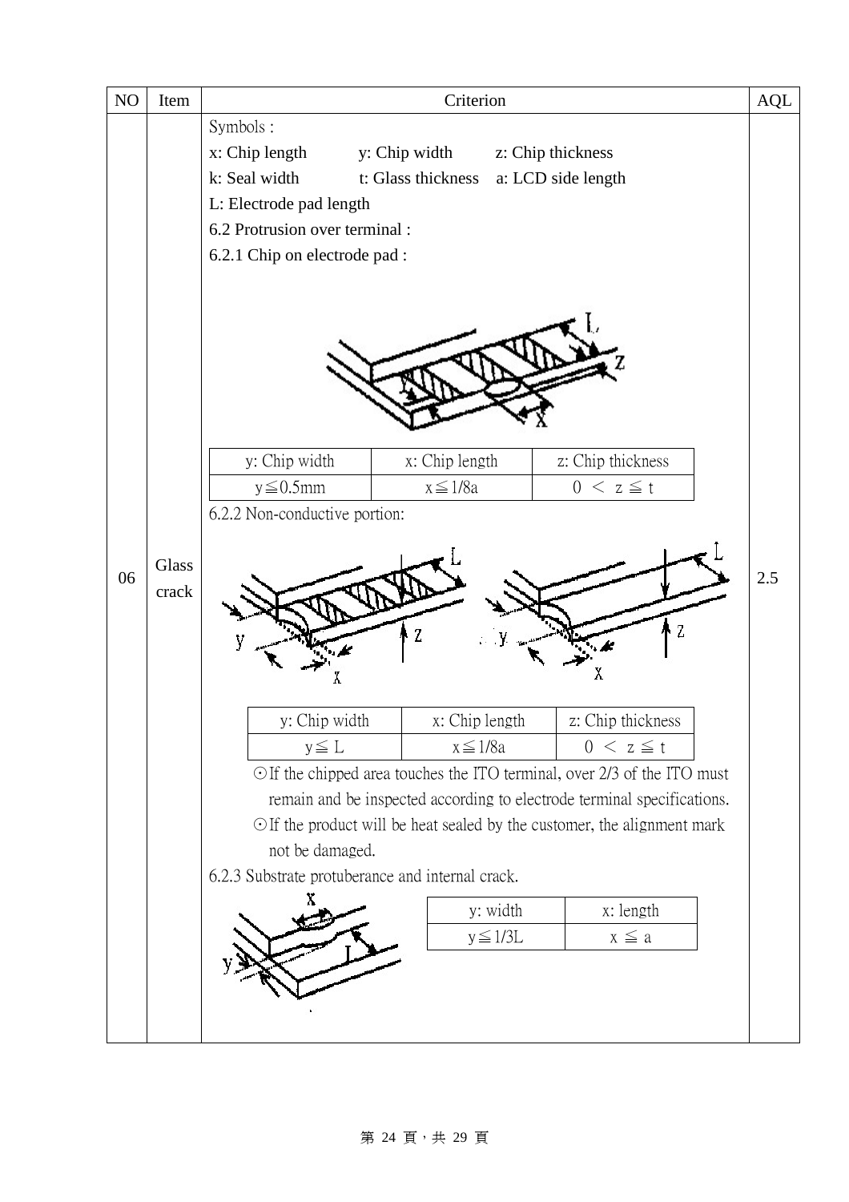| NO | Item | Criterion | AQL |
|---|---|---|---|
| 06 | Glass crack | Symbols : | 2.5 |

Symbols :

x: Chip length    y: Chip width    z: Chip thickness

k: Seal width    t: Glass thickness    a: LCD side length

L: Electrode pad length

6.2 Protrusion over terminal :

6.2.1 Chip on electrode pad :

| y: Chip width | x: Chip length | z: Chip thickness |
|---|---|---|
| y≦0.5mm | x≦1/8a | 0 ＜ z ≦ t |

6.2.2 Non-conductive portion:

| y: Chip width | x: Chip length | z: Chip thickness |
|---|---|---|
| y≦ L | x≦1/8a | 0 ＜ z ≦ t |

⊙If the chipped area touches the ITO terminal, over 2/3 of the ITO must remain and be inspected according to electrode terminal specifications.

⊙If the product will be heat sealed by the customer, the alignment mark not be damaged.

6.2.3 Substrate protuberance and internal crack.

| y: width | x: length |
|---|---|
| y≦1/3L | x ≦ a |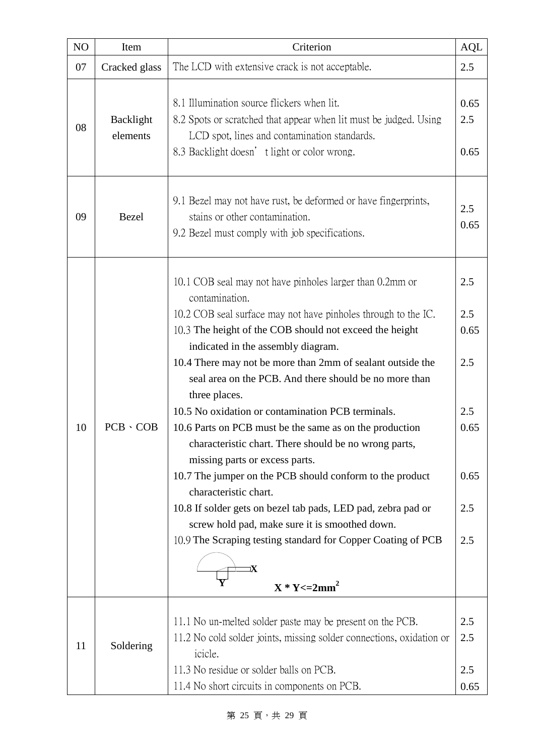| NO | Item | Criterion | AQL |
|---|---|---|---|
| 07 | Cracked glass | The LCD with extensive crack is not acceptable. | 2.5 |
| 08 | Backlight elements | 8.1 Illumination source flickers when lit.<br>8.2 Spots or scratched that appear when lit must be judged. Using LCD spot, lines and contamination standards.<br>8.3 Backlight doesn't light or color wrong. | 0.65<br>2.5<br><br>0.65 |
| 09 | Bezel | 9.1 Bezel may not have rust, be deformed or have fingerprints, stains or other contamination.<br>9.2 Bezel must comply with job specifications. | 2.5<br>0.65 |
| 10 | PCB、COB | 10.1 COB seal may not have pinholes larger than 0.2mm or contamination.<br>10.2 COB seal surface may not have pinholes through to the IC.<br>10.3 The height of the COB should not exceed the height indicated in the assembly diagram.<br>10.4 There may not be more than 2mm of sealant outside the seal area on the PCB. And there should be no more than three places.<br>10.5 No oxidation or contamination PCB terminals.<br>10.6 Parts on PCB must be the same as on the production characteristic chart. There should be no wrong parts, missing parts or excess parts.<br>10.7 The jumper on the PCB should conform to the product characteristic chart.<br>10.8 If solder gets on bezel tab pads, LED pad, zebra pad or screw hold pad, make sure it is smoothed down.<br>10.9 The Scraping testing standard for Copper Coating of PCB<br>X Y<br>**$X * Y <= 2mm^2$** | 2.5<br><br>2.5<br>0.65<br><br>2.5<br><br><br>2.5<br>0.65<br><br><br>0.65<br><br>2.5<br><br>2.5 |
| 11 | Soldering | 11.1 No un-melted solder paste may be present on the PCB.<br>11.2 No cold solder joints, missing solder connections, oxidation or icicle.<br>11.3 No residue or solder balls on PCB.<br>11.4 No short circuits in components on PCB. | 2.5<br>2.5<br><br>2.5<br>0.65 |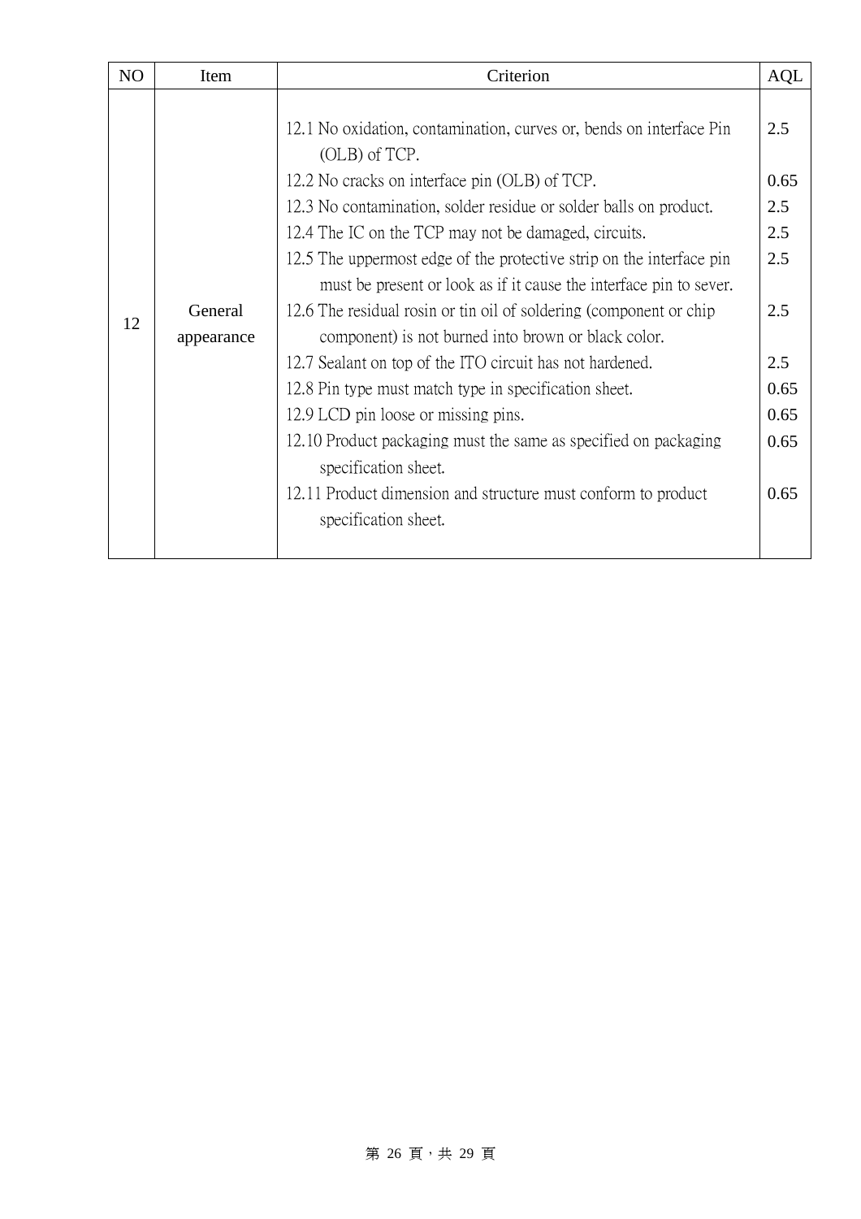| NO | Item | Criterion | AQL |
|---|---|---|---|
| 12 | General appearance | 12.1 No oxidation, contamination, curves or, bends on interface Pin (OLB) of TCP.<br>12.2 No cracks on interface pin (OLB) of TCP.<br>12.3 No contamination, solder residue or solder balls on product.<br>12.4 The IC on the TCP may not be damaged, circuits.<br>12.5 The uppermost edge of the protective strip on the interface pin must be present or look as if it cause the interface pin to sever.<br>12.6 The residual rosin or tin oil of soldering (component or chip component) is not burned into brown or black color.<br>12.7 Sealant on top of the ITO circuit has not hardened.<br>12.8 Pin type must match type in specification sheet.<br>12.9 LCD pin loose or missing pins.<br>12.10 Product packaging must the same as specified on packaging specification sheet.<br>12.11 Product dimension and structure must conform to product specification sheet. | 2.5<br>0.65<br>2.5<br>2.5<br>2.5<br><br>2.5<br><br>2.5<br>0.65<br>0.65<br>0.65<br><br>0.65 |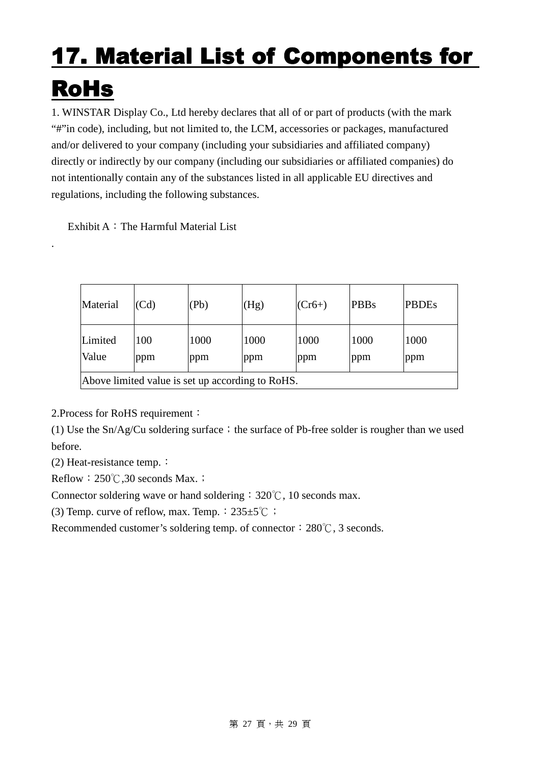# 17. Material List of Components for RoHs

1. WINSTAR Display Co., Ltd hereby declares that all of or part of products (with the mark "#"in code), including, but not limited to, the LCM, accessories or packages, manufactured and/or delivered to your company (including your subsidiaries and affiliated company) directly or indirectly by our company (including our subsidiaries or affiliated companies) do not intentionally contain any of the substances listed in all applicable EU directives and regulations, including the following substances.

Exhibit A：The Harmful Material List

.

| Material | (Cd) | (Pb) | (Hg) | ($Cr^{6+}$) | PBBs | PBDEs |
|---|---|---|---|---|---|---|
| Limited Value | 100 ppm | 1000 ppm | 1000 ppm | 1000 ppm | 1000 ppm | 1000 ppm |
| Above limited value is set up according to RoHS. | | | | | | |

2.Process for RoHS requirement：

(1) Use the Sn/Ag/Cu soldering surface；the surface of Pb-free solder is rougher than we used before.

(2) Heat-resistance temp.：

Reflow：250℃,30 seconds Max.；

Connector soldering wave or hand soldering：320℃, 10 seconds max.

(3) Temp. curve of reflow, max. Temp.：235±5℃ ；

Recommended customer's soldering temp. of connector：280℃, 3 seconds.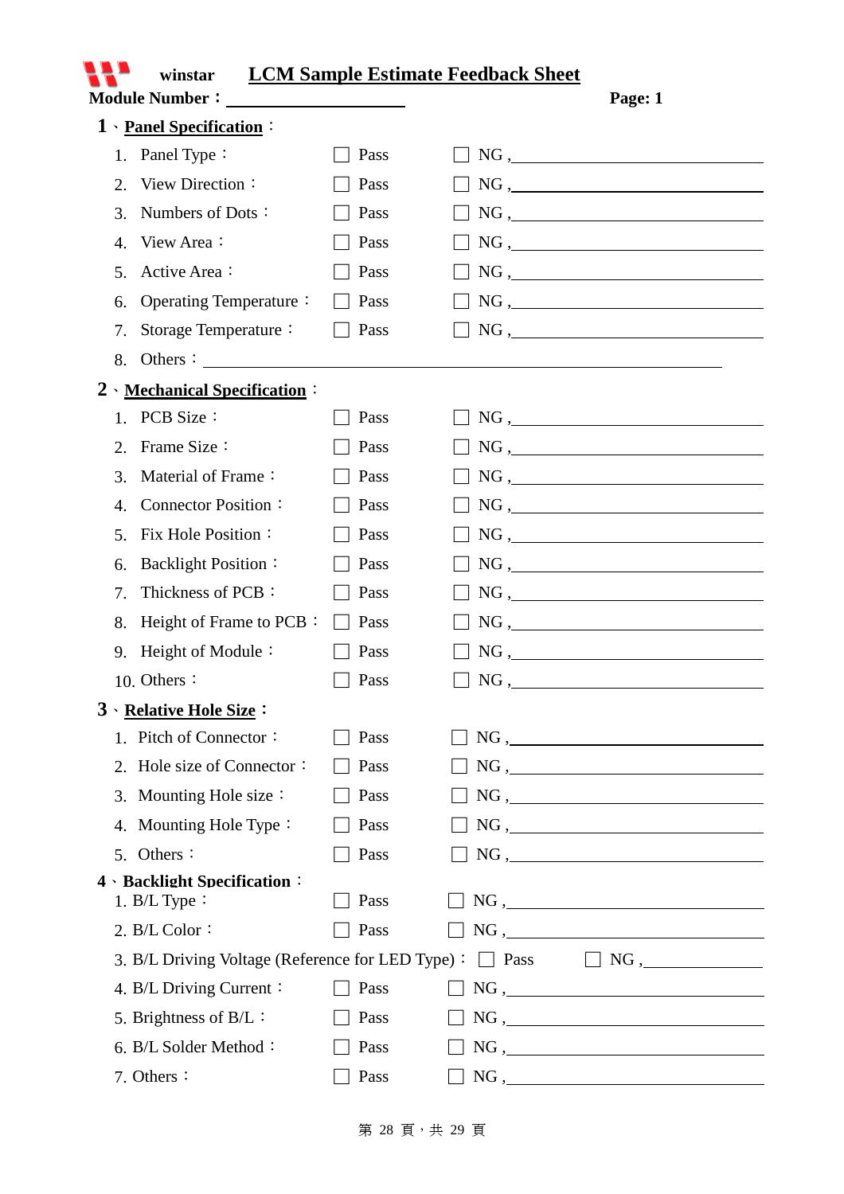winstar **LCM Sample Estimate Feedback Sheet**

**Module Number：\_\_\_\_\_\_\_\_\_\_\_\_\_\_\_\_\_\_\_\_** **Page: 1**

## 1、Panel Specification：

1. Panel Type： ☐ Pass ☐ NG ,\_\_\_\_\_\_\_\_\_\_\_\_\_\_\_\_\_\_\_\_
2. View Direction： ☐ Pass ☐ NG ,\_\_\_\_\_\_\_\_\_\_\_\_\_\_\_\_\_\_\_\_
3. Numbers of Dots： ☐ Pass ☐ NG ,\_\_\_\_\_\_\_\_\_\_\_\_\_\_\_\_\_\_\_\_
4. View Area： ☐ Pass ☐ NG ,\_\_\_\_\_\_\_\_\_\_\_\_\_\_\_\_\_\_\_\_
5. Active Area： ☐ Pass ☐ NG ,\_\_\_\_\_\_\_\_\_\_\_\_\_\_\_\_\_\_\_\_
6. Operating Temperature： ☐ Pass ☐ NG ,\_\_\_\_\_\_\_\_\_\_\_\_\_\_\_\_\_\_\_\_
7. Storage Temperature： ☐ Pass ☐ NG ,\_\_\_\_\_\_\_\_\_\_\_\_\_\_\_\_\_\_\_\_
8. Others：\_\_\_\_\_\_\_\_\_\_\_\_\_\_\_\_\_\_\_\_\_\_\_\_\_\_\_\_\_\_\_\_\_\_\_\_\_\_\_\_

## 2、Mechanical Specification：

1. PCB Size： ☐ Pass ☐ NG ,\_\_\_\_\_\_\_\_\_\_\_\_\_\_\_\_\_\_\_\_
2. Frame Size： ☐ Pass ☐ NG ,\_\_\_\_\_\_\_\_\_\_\_\_\_\_\_\_\_\_\_\_
3. Material of Frame： ☐ Pass ☐ NG ,\_\_\_\_\_\_\_\_\_\_\_\_\_\_\_\_\_\_\_\_
4. Connector Position： ☐ Pass ☐ NG ,\_\_\_\_\_\_\_\_\_\_\_\_\_\_\_\_\_\_\_\_
5. Fix Hole Position： ☐ Pass ☐ NG ,\_\_\_\_\_\_\_\_\_\_\_\_\_\_\_\_\_\_\_\_
6. Backlight Position： ☐ Pass ☐ NG ,\_\_\_\_\_\_\_\_\_\_\_\_\_\_\_\_\_\_\_\_
7. Thickness of PCB： ☐ Pass ☐ NG ,\_\_\_\_\_\_\_\_\_\_\_\_\_\_\_\_\_\_\_\_
8. Height of Frame to PCB： ☐ Pass ☐ NG ,\_\_\_\_\_\_\_\_\_\_\_\_\_\_\_\_\_\_\_\_
9. Height of Module： ☐ Pass ☐ NG ,\_\_\_\_\_\_\_\_\_\_\_\_\_\_\_\_\_\_\_\_
10. Others： ☐ Pass ☐ NG ,\_\_\_\_\_\_\_\_\_\_\_\_\_\_\_\_\_\_\_\_

## 3、Relative Hole Size：

1. Pitch of Connector： ☐ Pass ☐ NG ,\_\_\_\_\_\_\_\_\_\_\_\_\_\_\_\_\_\_\_\_
2. Hole size of Connector： ☐ Pass ☐ NG ,\_\_\_\_\_\_\_\_\_\_\_\_\_\_\_\_\_\_\_\_
3. Mounting Hole size： ☐ Pass ☐ NG ,\_\_\_\_\_\_\_\_\_\_\_\_\_\_\_\_\_\_\_\_
4. Mounting Hole Type： ☐ Pass ☐ NG ,\_\_\_\_\_\_\_\_\_\_\_\_\_\_\_\_\_\_\_\_
5. Others： ☐ Pass ☐ NG ,\_\_\_\_\_\_\_\_\_\_\_\_\_\_\_\_\_\_\_\_

## 4、Backlight Specification：

1. B/L Type： ☐ Pass ☐ NG ,\_\_\_\_\_\_\_\_\_\_\_\_\_\_\_\_\_\_\_\_
2. B/L Color： ☐ Pass ☐ NG ,\_\_\_\_\_\_\_\_\_\_\_\_\_\_\_\_\_\_\_\_
3. B/L Driving Voltage (Reference for LED Type)： ☐ Pass ☐ NG ,\_\_\_\_\_\_\_\_\_\_\_\_
4. B/L Driving Current： ☐ Pass ☐ NG ,\_\_\_\_\_\_\_\_\_\_\_\_\_\_\_\_\_\_\_\_
5. Brightness of B/L： ☐ Pass ☐ NG ,\_\_\_\_\_\_\_\_\_\_\_\_\_\_\_\_\_\_\_\_
6. B/L Solder Method： ☐ Pass ☐ NG ,\_\_\_\_\_\_\_\_\_\_\_\_\_\_\_\_\_\_\_\_
7. Others： ☐ Pass ☐ NG ,\_\_\_\_\_\_\_\_\_\_\_\_\_\_\_\_\_\_\_\_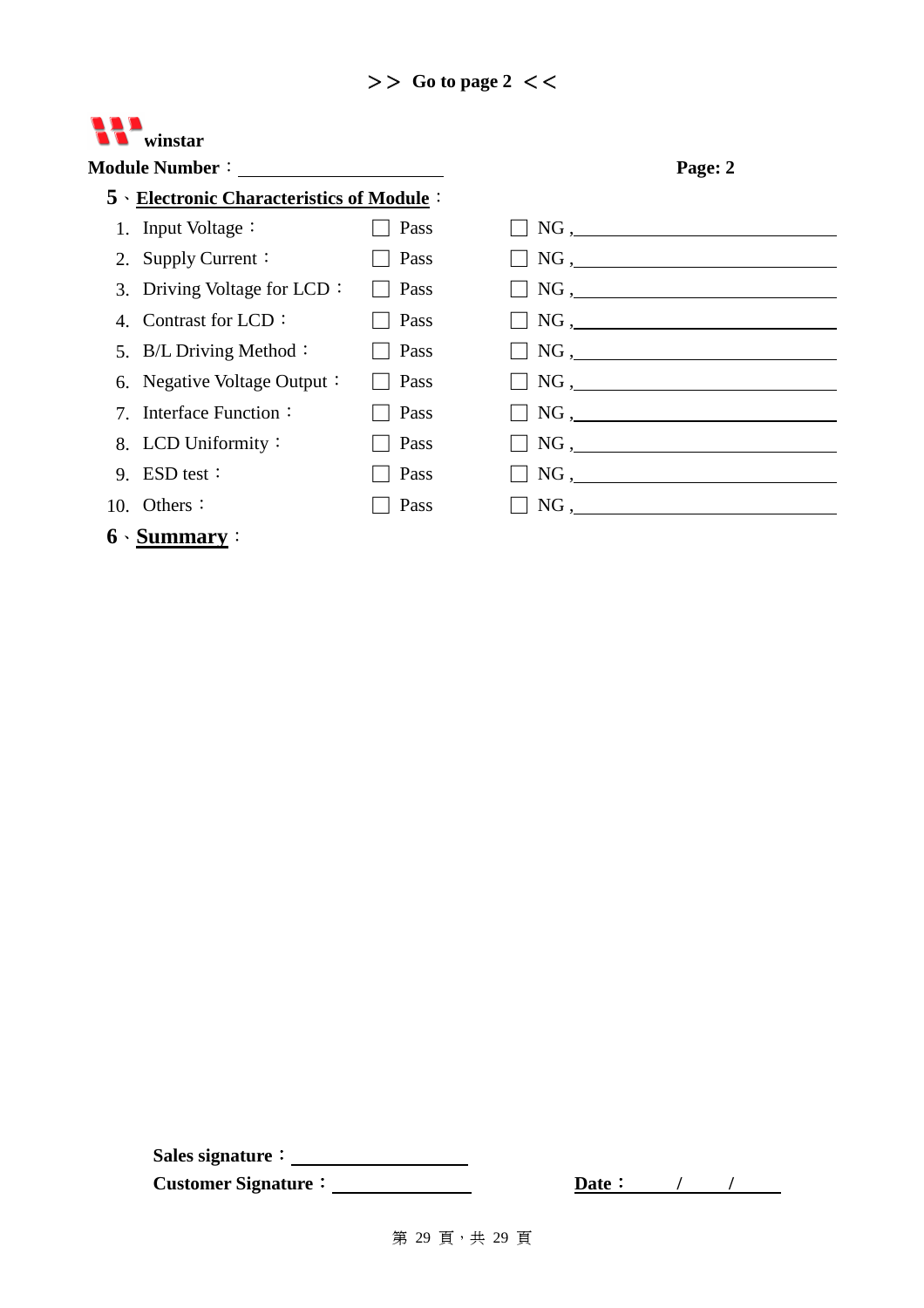**>> Go to page 2 <<**

**winstar**

**Module Number**：\_\_\_\_\_\_\_\_\_\_\_\_\_\_\_\_\_\_\_\_

**Page: 2**

## 5、Electronic Characteristics of Module：

| | | |
|---|---|---|
| 1. Input Voltage： | ☐ Pass | ☐ NG ,\_\_\_\_\_\_\_\_\_\_\_\_\_\_\_\_\_\_\_\_ |
| 2. Supply Current： | ☐ Pass | ☐ NG ,\_\_\_\_\_\_\_\_\_\_\_\_\_\_\_\_\_\_\_\_ |
| 3. Driving Voltage for LCD： | ☐ Pass | ☐ NG ,\_\_\_\_\_\_\_\_\_\_\_\_\_\_\_\_\_\_\_\_ |
| 4. Contrast for LCD： | ☐ Pass | ☐ NG ,\_\_\_\_\_\_\_\_\_\_\_\_\_\_\_\_\_\_\_\_ |
| 5. B/L Driving Method： | ☐ Pass | ☐ NG ,\_\_\_\_\_\_\_\_\_\_\_\_\_\_\_\_\_\_\_\_ |
| 6. Negative Voltage Output： | ☐ Pass | ☐ NG ,\_\_\_\_\_\_\_\_\_\_\_\_\_\_\_\_\_\_\_\_ |
| 7. Interface Function： | ☐ Pass | ☐ NG ,\_\_\_\_\_\_\_\_\_\_\_\_\_\_\_\_\_\_\_\_ |
| 8. LCD Uniformity： | ☐ Pass | ☐ NG ,\_\_\_\_\_\_\_\_\_\_\_\_\_\_\_\_\_\_\_\_ |
| 9. ESD test： | ☐ Pass | ☐ NG ,\_\_\_\_\_\_\_\_\_\_\_\_\_\_\_\_\_\_\_\_ |
| 10. Others： | ☐ Pass | ☐ NG ,\_\_\_\_\_\_\_\_\_\_\_\_\_\_\_\_\_\_\_\_ |

## 6、Summary：

**Sales signature**：\_\_\_\_\_\_\_\_\_\_\_\_\_\_\_\_\_\_\_\_

**Customer Signature**：\_\_\_\_\_\_\_\_\_\_\_\_\_\_\_\_\_\_\_\_ **Date**： / /